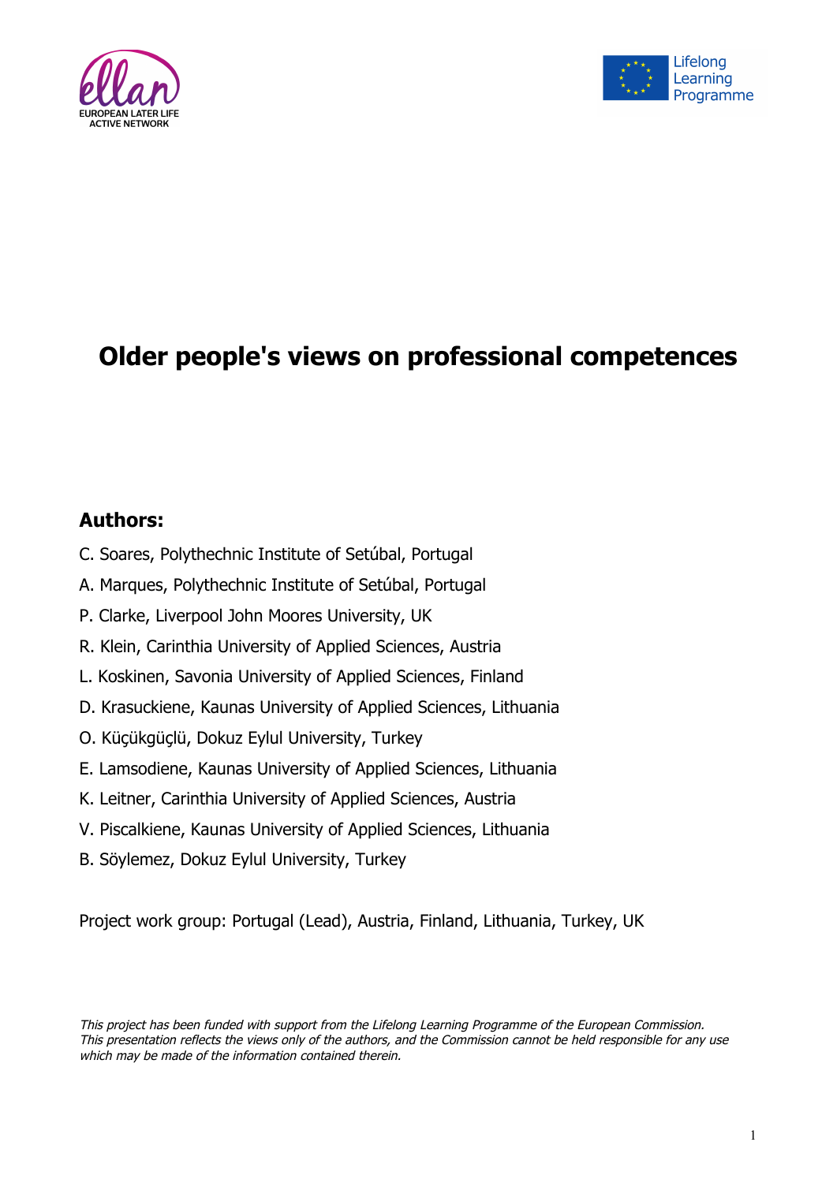ellan
EUROPEAN LATER LIFE ACTIVE NETWORK

Lifelong Learning Programme

# Older people's views on professional competences

## Authors:

C. Soares, Polythechnic Institute of Setúbal, Portugal

A. Marques, Polythechnic Institute of Setúbal, Portugal

P. Clarke, Liverpool John Moores University, UK

R. Klein, Carinthia University of Applied Sciences, Austria

L. Koskinen, Savonia University of Applied Sciences, Finland

D. Krasuckiene, Kaunas University of Applied Sciences, Lithuania

O. Küçükgüçlü, Dokuz Eylul University, Turkey

E. Lamsodiene, Kaunas University of Applied Sciences, Lithuania

K. Leitner, Carinthia University of Applied Sciences, Austria

V. Piscalkiene, Kaunas University of Applied Sciences, Lithuania

B. Söylemez, Dokuz Eylul University, Turkey

Project work group: Portugal (Lead), Austria, Finland, Lithuania, Turkey, UK

*This project has been funded with support from the Lifelong Learning Programme of the European Commission. This presentation reflects the views only of the authors, and the Commission cannot be held responsible for any use which may be made of the information contained therein.*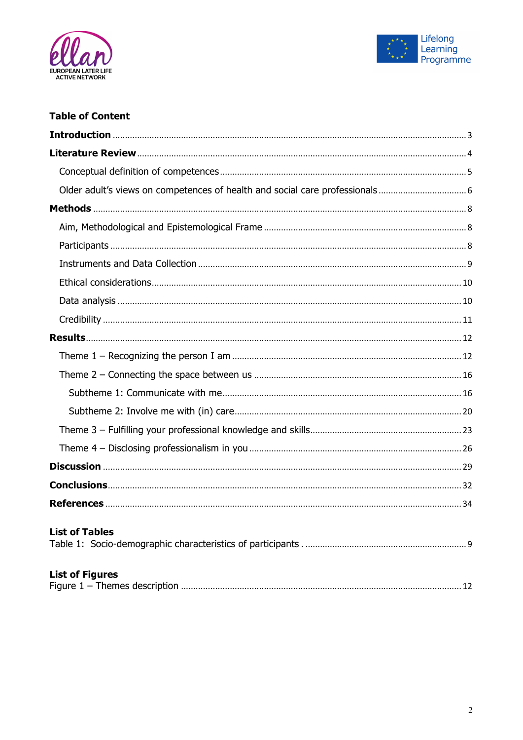## Table of Content

**Introduction** ... 3

**Literature Review** ... 4

- Conceptual definition of competences ... 5
- Older adult's views on competences of health and social care professionals ... 6

**Methods** ... 8

- Aim, Methodological and Epistemological Frame ... 8
- Participants ... 8
- Instruments and Data Collection ... 9
- Ethical considerations ... 10
- Data analysis ... 10
- Credibility ... 11

**Results** ... 12

- Theme 1 – Recognizing the person I am ... 12
- Theme 2 – Connecting the space between us ... 16
  - Subtheme 1: Communicate with me ... 16
  - Subtheme 2: Involve me with (in) care ... 20
- Theme 3 – Fulfilling your professional knowledge and skills ... 23
- Theme 4 – Disclosing professionalism in you ... 26

**Discussion** ... 29

**Conclusions** ... 32

**References** ... 34

**List of Tables**

Table 1: Socio-demographic characteristics of participants . ... 9

**List of Figures**

Figure 1 – Themes description ... 12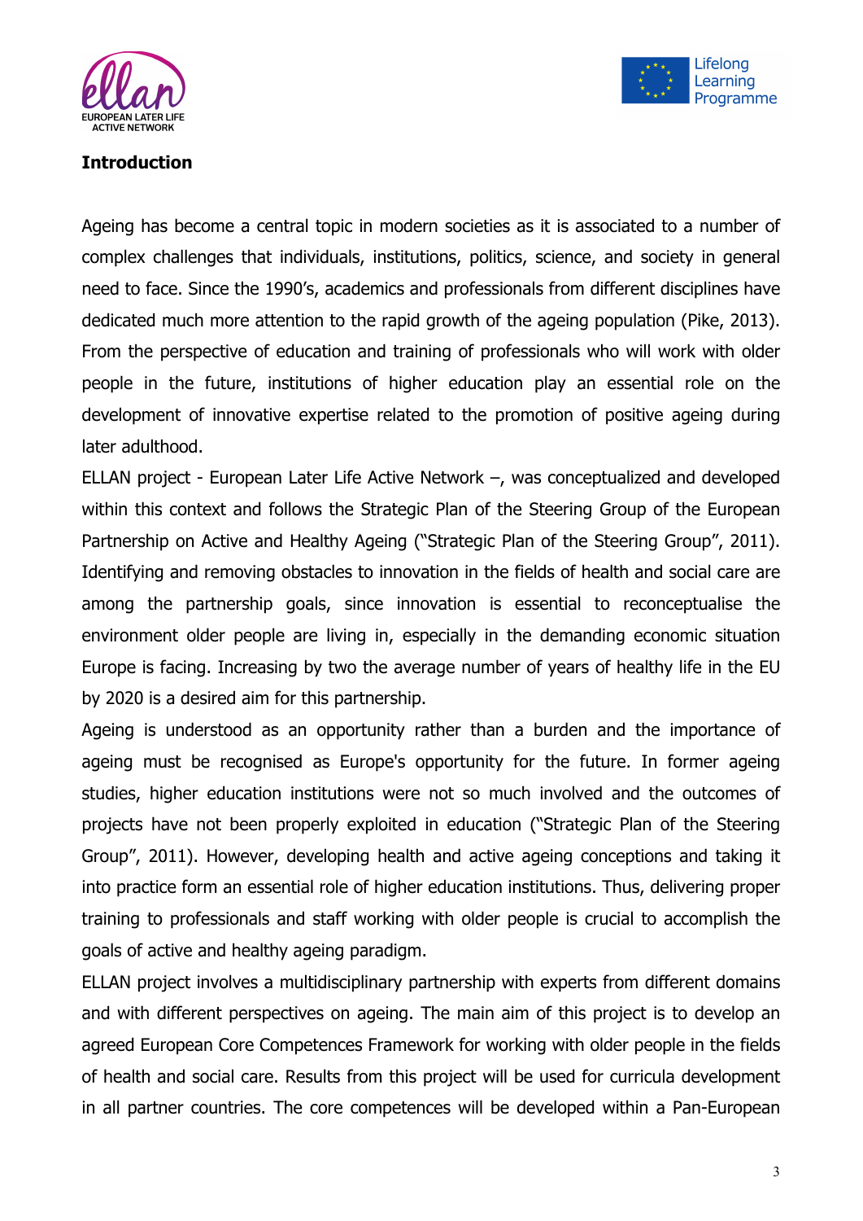## Introduction

Ageing has become a central topic in modern societies as it is associated to a number of complex challenges that individuals, institutions, politics, science, and society in general need to face. Since the 1990's, academics and professionals from different disciplines have dedicated much more attention to the rapid growth of the ageing population (Pike, 2013). From the perspective of education and training of professionals who will work with older people in the future, institutions of higher education play an essential role on the development of innovative expertise related to the promotion of positive ageing during later adulthood.

ELLAN project - European Later Life Active Network –, was conceptualized and developed within this context and follows the Strategic Plan of the Steering Group of the European Partnership on Active and Healthy Ageing ("Strategic Plan of the Steering Group", 2011). Identifying and removing obstacles to innovation in the fields of health and social care are among the partnership goals, since innovation is essential to reconceptualise the environment older people are living in, especially in the demanding economic situation Europe is facing. Increasing by two the average number of years of healthy life in the EU by 2020 is a desired aim for this partnership.

Ageing is understood as an opportunity rather than a burden and the importance of ageing must be recognised as Europe's opportunity for the future. In former ageing studies, higher education institutions were not so much involved and the outcomes of projects have not been properly exploited in education ("Strategic Plan of the Steering Group", 2011). However, developing health and active ageing conceptions and taking it into practice form an essential role of higher education institutions. Thus, delivering proper training to professionals and staff working with older people is crucial to accomplish the goals of active and healthy ageing paradigm.

ELLAN project involves a multidisciplinary partnership with experts from different domains and with different perspectives on ageing. The main aim of this project is to develop an agreed European Core Competences Framework for working with older people in the fields of health and social care. Results from this project will be used for curricula development in all partner countries. The core competences will be developed within a Pan-European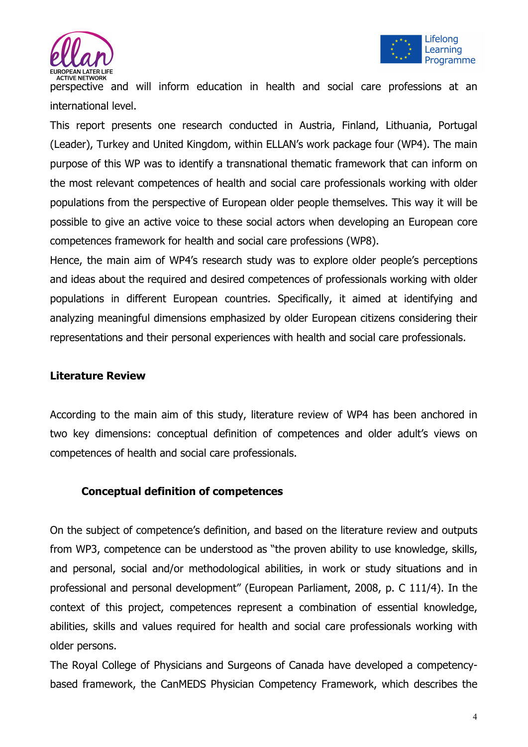perspective and will inform education in health and social care professions at an international level.

This report presents one research conducted in Austria, Finland, Lithuania, Portugal (Leader), Turkey and United Kingdom, within ELLAN's work package four (WP4). The main purpose of this WP was to identify a transnational thematic framework that can inform on the most relevant competences of health and social care professionals working with older populations from the perspective of European older people themselves. This way it will be possible to give an active voice to these social actors when developing an European core competences framework for health and social care professions (WP8).

Hence, the main aim of WP4's research study was to explore older people's perceptions and ideas about the required and desired competences of professionals working with older populations in different European countries. Specifically, it aimed at identifying and analyzing meaningful dimensions emphasized by older European citizens considering their representations and their personal experiences with health and social care professionals.

## Literature Review

According to the main aim of this study, literature review of WP4 has been anchored in two key dimensions: conceptual definition of competences and older adult's views on competences of health and social care professionals.

### Conceptual definition of competences

On the subject of competence's definition, and based on the literature review and outputs from WP3, competence can be understood as "the proven ability to use knowledge, skills, and personal, social and/or methodological abilities, in work or study situations and in professional and personal development" (European Parliament, 2008, p. C 111/4). In the context of this project, competences represent a combination of essential knowledge, abilities, skills and values required for health and social care professionals working with older persons.

The Royal College of Physicians and Surgeons of Canada have developed a competency-based framework, the CanMEDS Physician Competency Framework, which describes the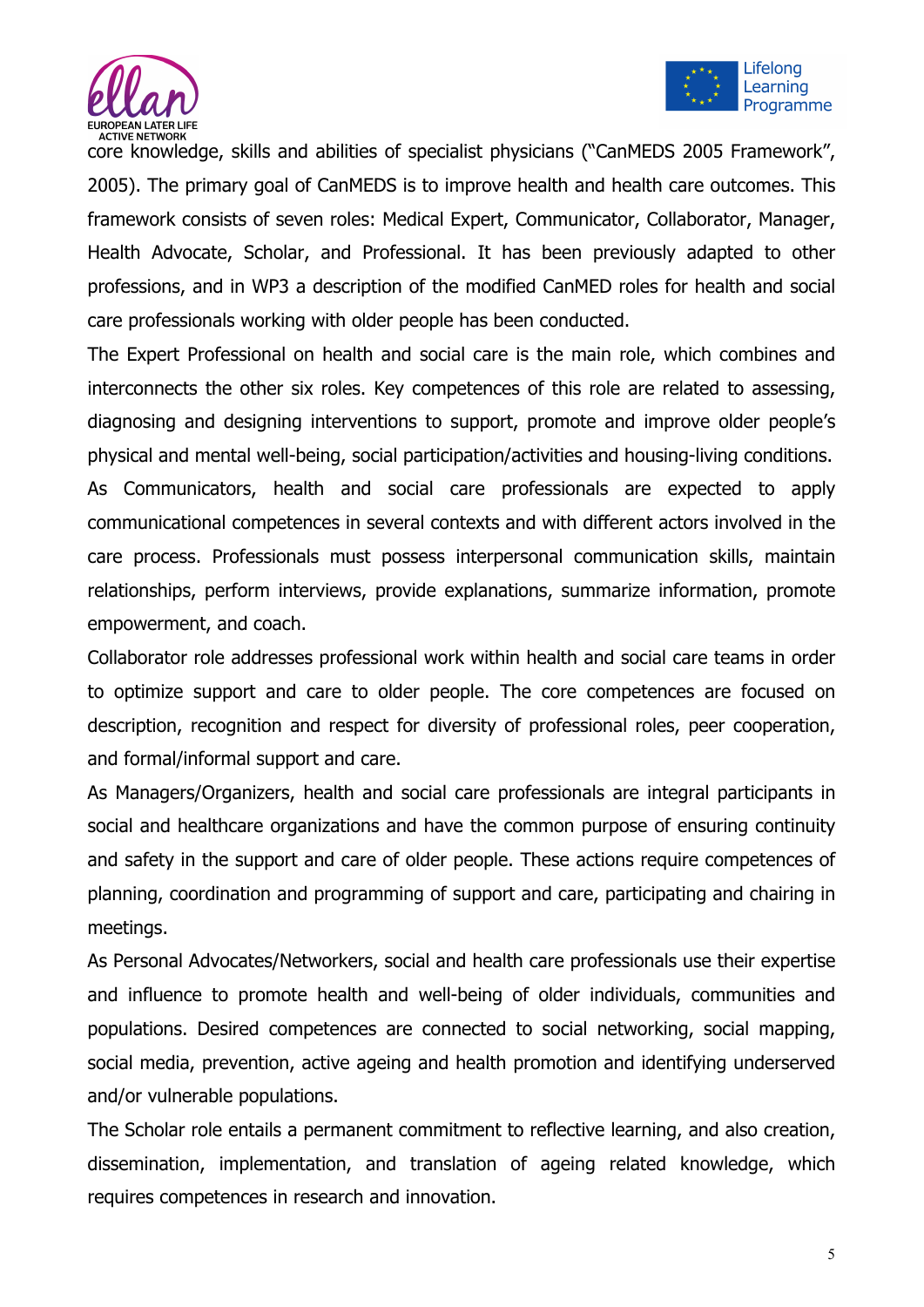core knowledge, skills and abilities of specialist physicians ("CanMEDS 2005 Framework", 2005). The primary goal of CanMEDS is to improve health and health care outcomes. This framework consists of seven roles: Medical Expert, Communicator, Collaborator, Manager, Health Advocate, Scholar, and Professional. It has been previously adapted to other professions, and in WP3 a description of the modified CanMED roles for health and social care professionals working with older people has been conducted.

The Expert Professional on health and social care is the main role, which combines and interconnects the other six roles. Key competences of this role are related to assessing, diagnosing and designing interventions to support, promote and improve older people's physical and mental well-being, social participation/activities and housing-living conditions.

As Communicators, health and social care professionals are expected to apply communicational competences in several contexts and with different actors involved in the care process. Professionals must possess interpersonal communication skills, maintain relationships, perform interviews, provide explanations, summarize information, promote empowerment, and coach.

Collaborator role addresses professional work within health and social care teams in order to optimize support and care to older people. The core competences are focused on description, recognition and respect for diversity of professional roles, peer cooperation, and formal/informal support and care.

As Managers/Organizers, health and social care professionals are integral participants in social and healthcare organizations and have the common purpose of ensuring continuity and safety in the support and care of older people. These actions require competences of planning, coordination and programming of support and care, participating and chairing in meetings.

As Personal Advocates/Networkers, social and health care professionals use their expertise and influence to promote health and well-being of older individuals, communities and populations. Desired competences are connected to social networking, social mapping, social media, prevention, active ageing and health promotion and identifying underserved and/or vulnerable populations.

The Scholar role entails a permanent commitment to reflective learning, and also creation, dissemination, implementation, and translation of ageing related knowledge, which requires competences in research and innovation.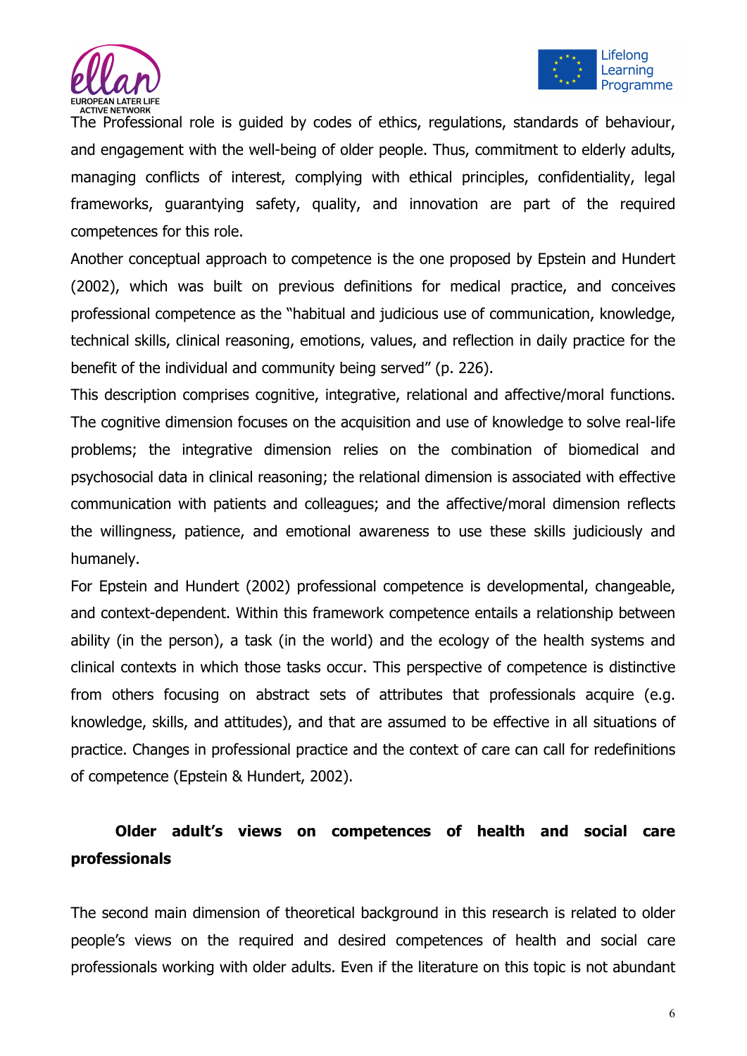The Professional role is guided by codes of ethics, regulations, standards of behaviour, and engagement with the well-being of older people. Thus, commitment to elderly adults, managing conflicts of interest, complying with ethical principles, confidentiality, legal frameworks, guarantying safety, quality, and innovation are part of the required competences for this role.

Another conceptual approach to competence is the one proposed by Epstein and Hundert (2002), which was built on previous definitions for medical practice, and conceives professional competence as the "habitual and judicious use of communication, knowledge, technical skills, clinical reasoning, emotions, values, and reflection in daily practice for the benefit of the individual and community being served" (p. 226).

This description comprises cognitive, integrative, relational and affective/moral functions. The cognitive dimension focuses on the acquisition and use of knowledge to solve real-life problems; the integrative dimension relies on the combination of biomedical and psychosocial data in clinical reasoning; the relational dimension is associated with effective communication with patients and colleagues; and the affective/moral dimension reflects the willingness, patience, and emotional awareness to use these skills judiciously and humanely.

For Epstein and Hundert (2002) professional competence is developmental, changeable, and context-dependent. Within this framework competence entails a relationship between ability (in the person), a task (in the world) and the ecology of the health systems and clinical contexts in which those tasks occur. This perspective of competence is distinctive from others focusing on abstract sets of attributes that professionals acquire (e.g. knowledge, skills, and attitudes), and that are assumed to be effective in all situations of practice. Changes in professional practice and the context of care can call for redefinitions of competence (Epstein & Hundert, 2002).

## Older adult's views on competences of health and social care professionals

The second main dimension of theoretical background in this research is related to older people's views on the required and desired competences of health and social care professionals working with older adults. Even if the literature on this topic is not abundant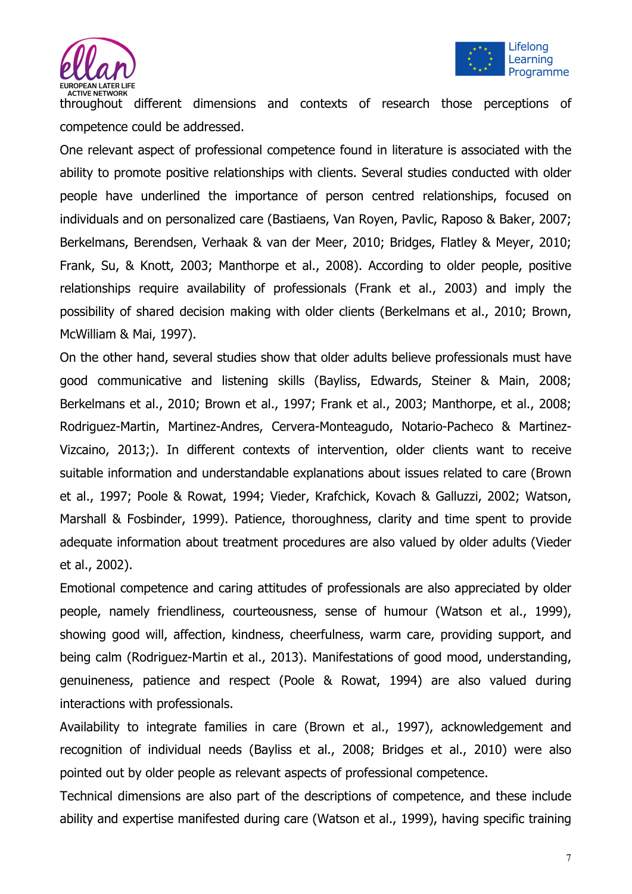throughout different dimensions and contexts of research those perceptions of competence could be addressed.

One relevant aspect of professional competence found in literature is associated with the ability to promote positive relationships with clients. Several studies conducted with older people have underlined the importance of person centred relationships, focused on individuals and on personalized care (Bastiaens, Van Royen, Pavlic, Raposo & Baker, 2007; Berkelmans, Berendsen, Verhaak & van der Meer, 2010; Bridges, Flatley & Meyer, 2010; Frank, Su, & Knott, 2003; Manthorpe et al., 2008). According to older people, positive relationships require availability of professionals (Frank et al., 2003) and imply the possibility of shared decision making with older clients (Berkelmans et al., 2010; Brown, McWilliam & Mai, 1997).

On the other hand, several studies show that older adults believe professionals must have good communicative and listening skills (Bayliss, Edwards, Steiner & Main, 2008; Berkelmans et al., 2010; Brown et al., 1997; Frank et al., 2003; Manthorpe, et al., 2008; Rodriguez-Martin, Martinez-Andres, Cervera-Monteagudo, Notario-Pacheco & Martinez-Vizcaino, 2013;). In different contexts of intervention, older clients want to receive suitable information and understandable explanations about issues related to care (Brown et al., 1997; Poole & Rowat, 1994; Vieder, Krafchick, Kovach & Galluzzi, 2002; Watson, Marshall & Fosbinder, 1999). Patience, thoroughness, clarity and time spent to provide adequate information about treatment procedures are also valued by older adults (Vieder et al., 2002).

Emotional competence and caring attitudes of professionals are also appreciated by older people, namely friendliness, courteousness, sense of humour (Watson et al., 1999), showing good will, affection, kindness, cheerfulness, warm care, providing support, and being calm (Rodriguez-Martin et al., 2013). Manifestations of good mood, understanding, genuineness, patience and respect (Poole & Rowat, 1994) are also valued during interactions with professionals.

Availability to integrate families in care (Brown et al., 1997), acknowledgement and recognition of individual needs (Bayliss et al., 2008; Bridges et al., 2010) were also pointed out by older people as relevant aspects of professional competence.

Technical dimensions are also part of the descriptions of competence, and these include ability and expertise manifested during care (Watson et al., 1999), having specific training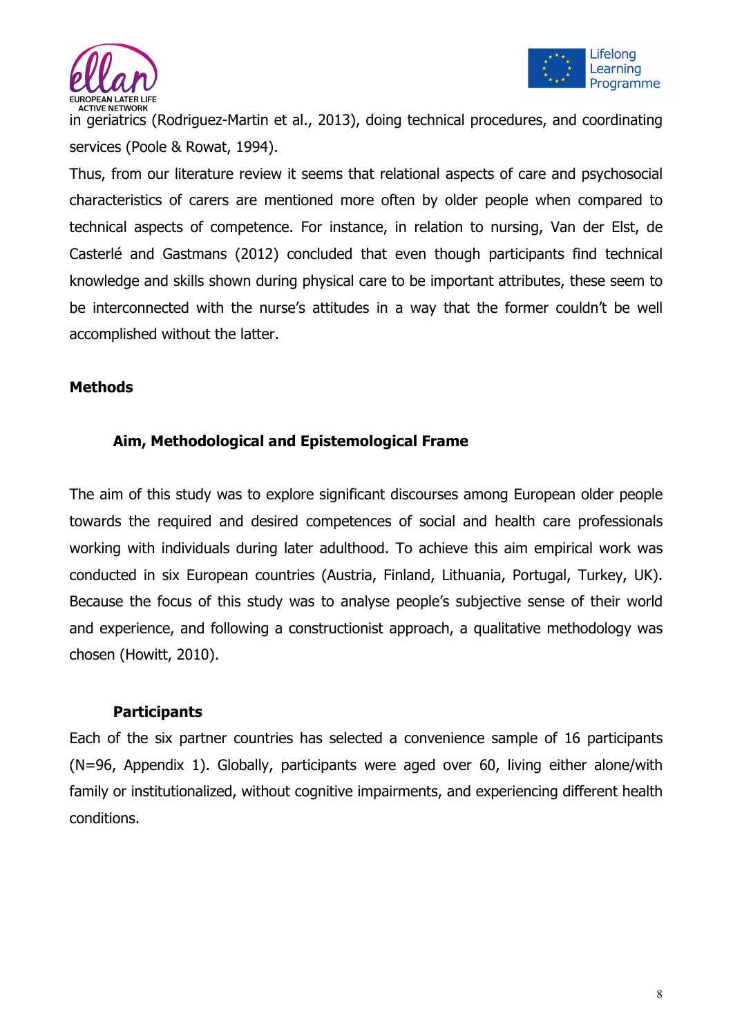in geriatrics (Rodriguez-Martin et al., 2013), doing technical procedures, and coordinating services (Poole & Rowat, 1994).

Thus, from our literature review it seems that relational aspects of care and psychosocial characteristics of carers are mentioned more often by older people when compared to technical aspects of competence. For instance, in relation to nursing, Van der Elst, de Casterlé and Gastmans (2012) concluded that even though participants find technical knowledge and skills shown during physical care to be important attributes, these seem to be interconnected with the nurse's attitudes in a way that the former couldn't be well accomplished without the latter.

## Methods

### Aim, Methodological and Epistemological Frame

The aim of this study was to explore significant discourses among European older people towards the required and desired competences of social and health care professionals working with individuals during later adulthood. To achieve this aim empirical work was conducted in six European countries (Austria, Finland, Lithuania, Portugal, Turkey, UK). Because the focus of this study was to analyse people's subjective sense of their world and experience, and following a constructionist approach, a qualitative methodology was chosen (Howitt, 2010).

### Participants

Each of the six partner countries has selected a convenience sample of 16 participants (N=96, Appendix 1). Globally, participants were aged over 60, living either alone/with family or institutionalized, without cognitive impairments, and experiencing different health conditions.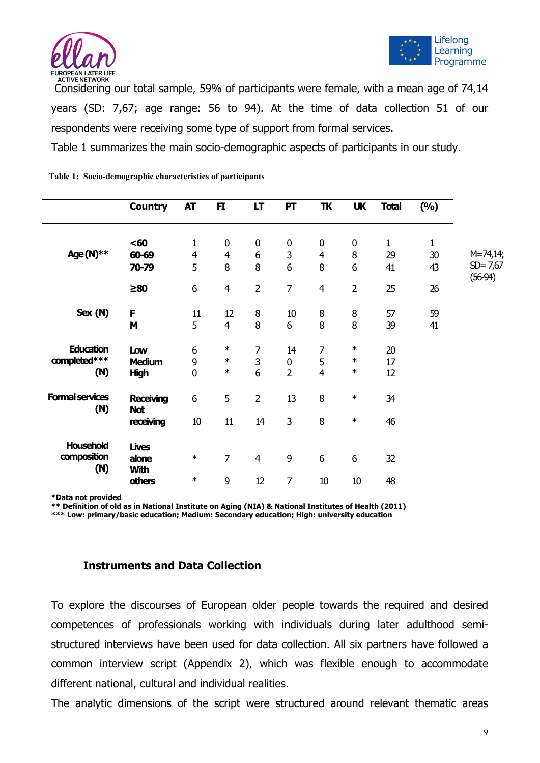Considering our total sample, 59% of participants were female, with a mean age of 74,14 years (SD: 7,67; age range: 56 to 94). At the time of data collection 51 of our respondents were receiving some type of support from formal services.

Table 1 summarizes the main socio-demographic aspects of participants in our study.

**Table 1: Socio-demographic characteristics of participants**

| | Country | AT | FI | LT | PT | TK | UK | Total | (%) | |
|---|---|---|---|---|---|---|---|---|---|---|
| Age (N)** | <60 | 1 | 0 | 0 | 0 | 0 | 0 | 1 | 1 | M=74,14; SD= 7,67 (56-94) |
| | 60-69 | 4 | 4 | 6 | 3 | 4 | 8 | 29 | 30 | |
| | 70-79 | 5 | 8 | 8 | 6 | 8 | 6 | 41 | 43 | |
| | ≥80 | 6 | 4 | 2 | 7 | 4 | 2 | 25 | 26 | |
| Sex (N) | F | 11 | 12 | 8 | 10 | 8 | 8 | 57 | 59 | |
| | M | 5 | 4 | 8 | 6 | 8 | 8 | 39 | 41 | |
| Education completed*** (N) | Low | 6 | * | 7 | 14 | 7 | * | 20 | | |
| | Medium | 9 | * | 3 | 0 | 5 | * | 17 | | |
| | High | 0 | * | 6 | 2 | 4 | * | 12 | | |
| Formal services (N) | Receiving | 6 | 5 | 2 | 13 | 8 | * | 34 | | |
| | Not receiving | 10 | 11 | 14 | 3 | 8 | * | 46 | | |
| Household composition (N) | Lives alone | * | 7 | 4 | 9 | 6 | 6 | 32 | | |
| | With others | * | 9 | 12 | 7 | 10 | 10 | 48 | | |

**\*Data not provided**
**\*\* Definition of old as in National Institute on Aging (NIA) & National Institutes of Health (2011)**
**\*\*\* Low: primary/basic education; Medium: Secondary education; High: university education**

### Instruments and Data Collection

To explore the discourses of European older people towards the required and desired competences of professionals working with individuals during later adulthood semi-structured interviews have been used for data collection. All six partners have followed a common interview script (Appendix 2), which was flexible enough to accommodate different national, cultural and individual realities.

The analytic dimensions of the script were structured around relevant thematic areas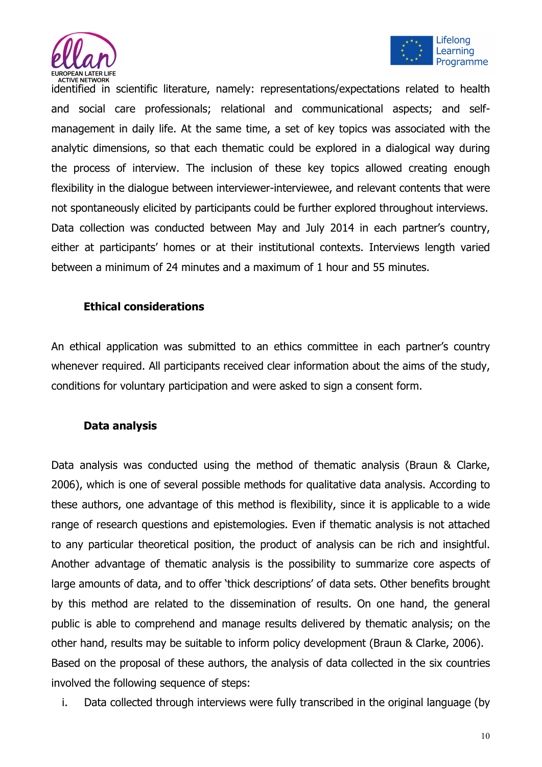identified in scientific literature, namely: representations/expectations related to health and social care professionals; relational and communicational aspects; and self-management in daily life. At the same time, a set of key topics was associated with the analytic dimensions, so that each thematic could be explored in a dialogical way during the process of interview. The inclusion of these key topics allowed creating enough flexibility in the dialogue between interviewer-interviewee, and relevant contents that were not spontaneously elicited by participants could be further explored throughout interviews. Data collection was conducted between May and July 2014 in each partner's country, either at participants' homes or at their institutional contexts. Interviews length varied between a minimum of 24 minutes and a maximum of 1 hour and 55 minutes.

### Ethical considerations

An ethical application was submitted to an ethics committee in each partner's country whenever required. All participants received clear information about the aims of the study, conditions for voluntary participation and were asked to sign a consent form.

### Data analysis

Data analysis was conducted using the method of thematic analysis (Braun & Clarke, 2006), which is one of several possible methods for qualitative data analysis. According to these authors, one advantage of this method is flexibility, since it is applicable to a wide range of research questions and epistemologies. Even if thematic analysis is not attached to any particular theoretical position, the product of analysis can be rich and insightful. Another advantage of thematic analysis is the possibility to summarize core aspects of large amounts of data, and to offer 'thick descriptions' of data sets. Other benefits brought by this method are related to the dissemination of results. On one hand, the general public is able to comprehend and manage results delivered by thematic analysis; on the other hand, results may be suitable to inform policy development (Braun & Clarke, 2006). Based on the proposal of these authors, the analysis of data collected in the six countries involved the following sequence of steps:

i. Data collected through interviews were fully transcribed in the original language (by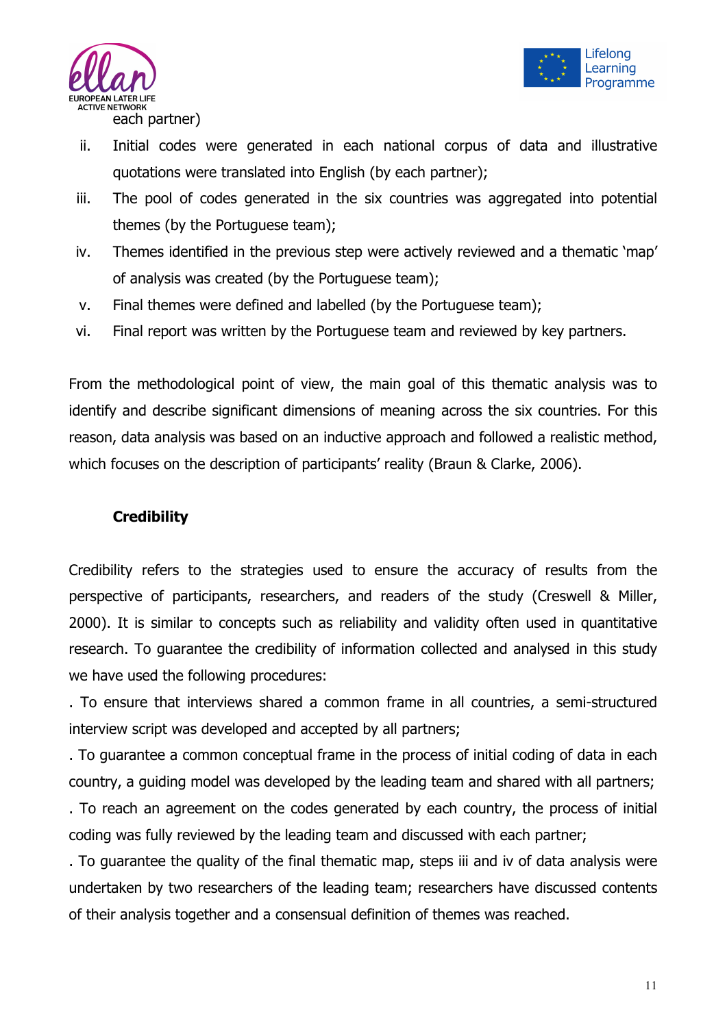each partner)

ii. Initial codes were generated in each national corpus of data and illustrative quotations were translated into English (by each partner);
iii. The pool of codes generated in the six countries was aggregated into potential themes (by the Portuguese team);
iv. Themes identified in the previous step were actively reviewed and a thematic 'map' of analysis was created (by the Portuguese team);
v. Final themes were defined and labelled (by the Portuguese team);
vi. Final report was written by the Portuguese team and reviewed by key partners.

From the methodological point of view, the main goal of this thematic analysis was to identify and describe significant dimensions of meaning across the six countries. For this reason, data analysis was based on an inductive approach and followed a realistic method, which focuses on the description of participants' reality (Braun & Clarke, 2006).

### Credibility

Credibility refers to the strategies used to ensure the accuracy of results from the perspective of participants, researchers, and readers of the study (Creswell & Miller, 2000). It is similar to concepts such as reliability and validity often used in quantitative research. To guarantee the credibility of information collected and analysed in this study we have used the following procedures:

. To ensure that interviews shared a common frame in all countries, a semi-structured interview script was developed and accepted by all partners;

. To guarantee a common conceptual frame in the process of initial coding of data in each country, a guiding model was developed by the leading team and shared with all partners;

. To reach an agreement on the codes generated by each country, the process of initial coding was fully reviewed by the leading team and discussed with each partner;

. To guarantee the quality of the final thematic map, steps iii and iv of data analysis were undertaken by two researchers of the leading team; researchers have discussed contents of their analysis together and a consensual definition of themes was reached.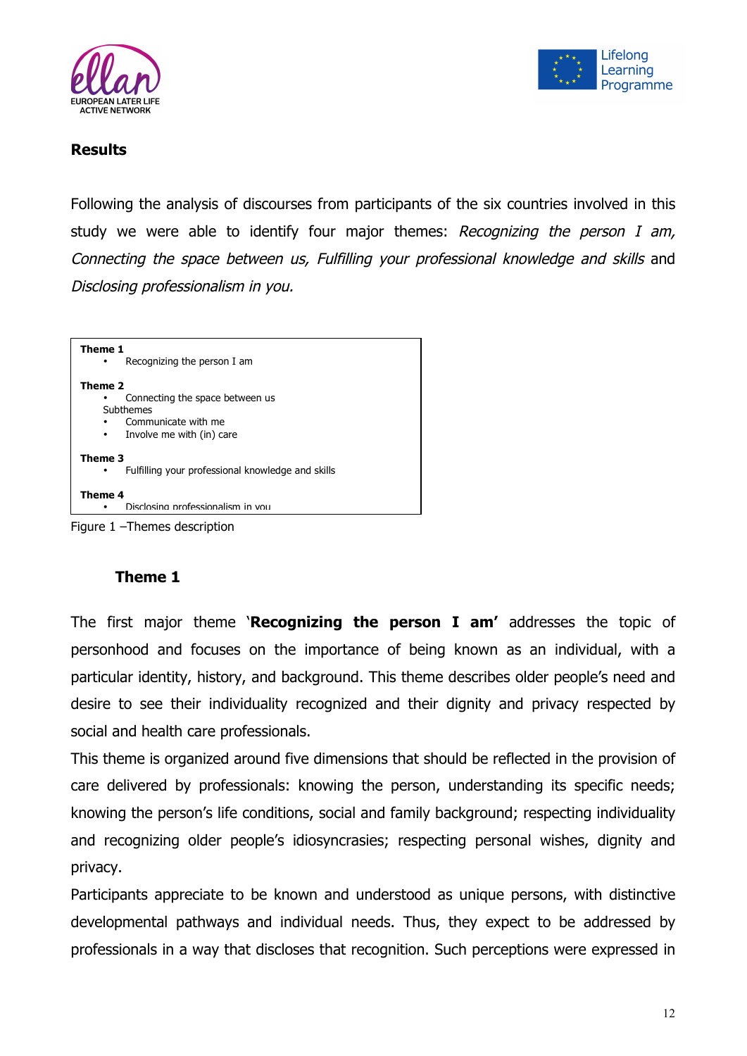## Results

Following the analysis of discourses from participants of the six countries involved in this study we were able to identify four major themes: *Recognizing the person I am, Connecting the space between us, Fulfilling your professional knowledge and skills* and *Disclosing professionalism in you.*

**Theme 1**
- Recognizing the person I am

**Theme 2**
- Connecting the space between us

Subthemes
- Communicate with me
- Involve me with (in) care

**Theme 3**
- Fulfilling your professional knowledge and skills

**Theme 4**
- Disclosing professionalism in you

Figure 1 –Themes description

### Theme 1

The first major theme '**Recognizing the person I am'** addresses the topic of personhood and focuses on the importance of being known as an individual, with a particular identity, history, and background. This theme describes older people's need and desire to see their individuality recognized and their dignity and privacy respected by social and health care professionals.

This theme is organized around five dimensions that should be reflected in the provision of care delivered by professionals: knowing the person, understanding its specific needs; knowing the person's life conditions, social and family background; respecting individuality and recognizing older people's idiosyncrasies; respecting personal wishes, dignity and privacy.

Participants appreciate to be known and understood as unique persons, with distinctive developmental pathways and individual needs. Thus, they expect to be addressed by professionals in a way that discloses that recognition. Such perceptions were expressed in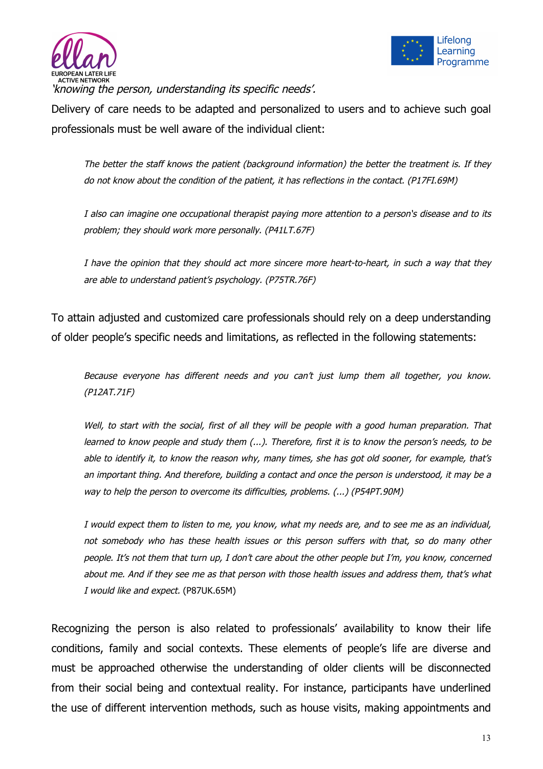*'knowing the person, understanding its specific needs'.*

Delivery of care needs to be adapted and personalized to users and to achieve such goal professionals must be well aware of the individual client:

> *The better the staff knows the patient (background information) the better the treatment is. If they do not know about the condition of the patient, it has reflections in the contact. (P17FI.69M)*

> *I also can imagine one occupational therapist paying more attention to a person's disease and to its problem; they should work more personally. (P41LT.67F)*

> *I have the opinion that they should act more sincere more heart-to-heart, in such a way that they are able to understand patient's psychology. (P75TR.76F)*

To attain adjusted and customized care professionals should rely on a deep understanding of older people's specific needs and limitations, as reflected in the following statements:

> *Because everyone has different needs and you can't just lump them all together, you know. (P12AT.71F)*

> *Well, to start with the social, first of all they will be people with a good human preparation. That learned to know people and study them (...). Therefore, first it is to know the person's needs, to be able to identify it, to know the reason why, many times, she has got old sooner, for example, that's an important thing. And therefore, building a contact and once the person is understood, it may be a way to help the person to overcome its difficulties, problems. (...) (P54PT.90M)*

> *I would expect them to listen to me, you know, what my needs are, and to see me as an individual, not somebody who has these health issues or this person suffers with that, so do many other people. It's not them that turn up, I don't care about the other people but I'm, you know, concerned about me. And if they see me as that person with those health issues and address them, that's what I would like and expect.* (P87UK.65M)

Recognizing the person is also related to professionals' availability to know their life conditions, family and social contexts. These elements of people's life are diverse and must be approached otherwise the understanding of older clients will be disconnected from their social being and contextual reality. For instance, participants have underlined the use of different intervention methods, such as house visits, making appointments and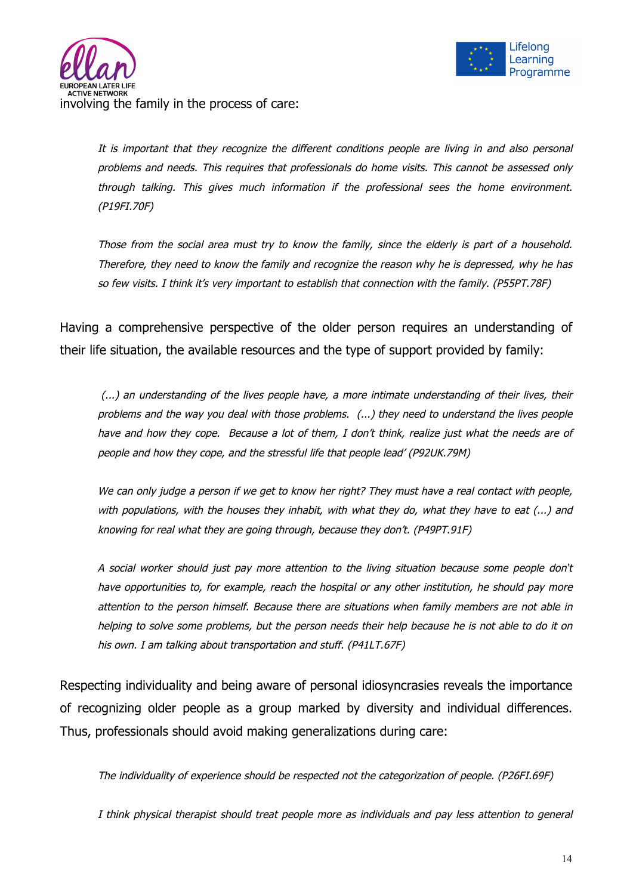involving the family in the process of care:

> *It is important that they recognize the different conditions people are living in and also personal problems and needs. This requires that professionals do home visits. This cannot be assessed only through talking. This gives much information if the professional sees the home environment. (P19FI.70F)*

> *Those from the social area must try to know the family, since the elderly is part of a household. Therefore, they need to know the family and recognize the reason why he is depressed, why he has so few visits. I think it's very important to establish that connection with the family. (P55PT.78F)*

Having a comprehensive perspective of the older person requires an understanding of their life situation, the available resources and the type of support provided by family:

> *(...) an understanding of the lives people have, a more intimate understanding of their lives, their problems and the way you deal with those problems. (...) they need to understand the lives people have and how they cope. Because a lot of them, I don't think, realize just what the needs are of people and how they cope, and the stressful life that people lead' (P92UK.79M)*

> *We can only judge a person if we get to know her right? They must have a real contact with people, with populations, with the houses they inhabit, with what they do, what they have to eat (...) and knowing for real what they are going through, because they don't. (P49PT.91F)*

> *A social worker should just pay more attention to the living situation because some people don't have opportunities to, for example, reach the hospital or any other institution, he should pay more attention to the person himself. Because there are situations when family members are not able in helping to solve some problems, but the person needs their help because he is not able to do it on his own. I am talking about transportation and stuff. (P41LT.67F)*

Respecting individuality and being aware of personal idiosyncrasies reveals the importance of recognizing older people as a group marked by diversity and individual differences. Thus, professionals should avoid making generalizations during care:

> *The individuality of experience should be respected not the categorization of people. (P26FI.69F)*

> *I think physical therapist should treat people more as individuals and pay less attention to general*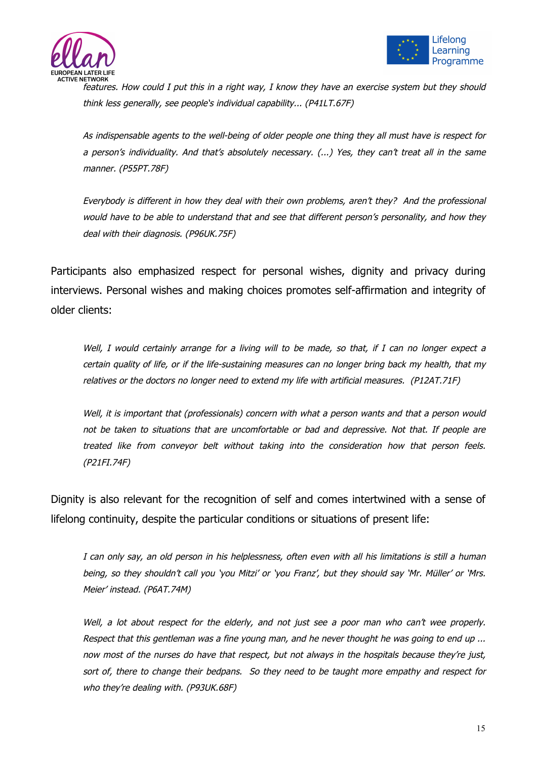*features. How could I put this in a right way, I know they have an exercise system but they should think less generally, see people's individual capability... (P41LT.67F)*

*As indispensable agents to the well-being of older people one thing they all must have is respect for a person's individuality. And that's absolutely necessary. (...) Yes, they can't treat all in the same manner. (P55PT.78F)*

*Everybody is different in how they deal with their own problems, aren't they? And the professional would have to be able to understand that and see that different person's personality, and how they deal with their diagnosis. (P96UK.75F)*

Participants also emphasized respect for personal wishes, dignity and privacy during interviews. Personal wishes and making choices promotes self-affirmation and integrity of older clients:

*Well, I would certainly arrange for a living will to be made, so that, if I can no longer expect a certain quality of life, or if the life-sustaining measures can no longer bring back my health, that my relatives or the doctors no longer need to extend my life with artificial measures. (P12AT.71F)*

*Well, it is important that (professionals) concern with what a person wants and that a person would not be taken to situations that are uncomfortable or bad and depressive. Not that. If people are treated like from conveyor belt without taking into the consideration how that person feels. (P21FI.74F)*

Dignity is also relevant for the recognition of self and comes intertwined with a sense of lifelong continuity, despite the particular conditions or situations of present life:

*I can only say, an old person in his helplessness, often even with all his limitations is still a human being, so they shouldn't call you 'you Mitzi' or 'you Franz', but they should say 'Mr. Müller' or 'Mrs. Meier' instead. (P6AT.74M)*

*Well, a lot about respect for the elderly, and not just see a poor man who can't wee properly. Respect that this gentleman was a fine young man, and he never thought he was going to end up ... now most of the nurses do have that respect, but not always in the hospitals because they're just, sort of, there to change their bedpans. So they need to be taught more empathy and respect for who they're dealing with. (P93UK.68F)*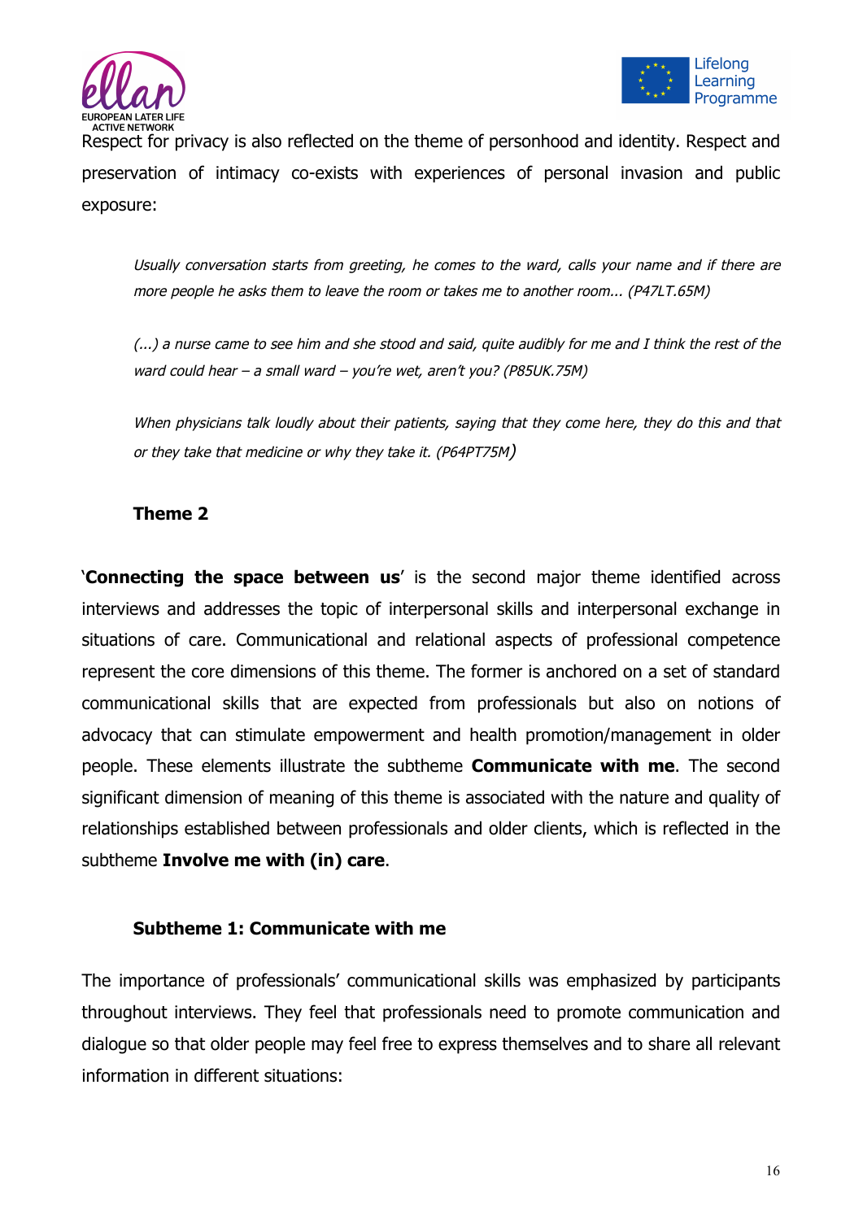Respect for privacy is also reflected on the theme of personhood and identity. Respect and preservation of intimacy co-exists with experiences of personal invasion and public exposure:

> *Usually conversation starts from greeting, he comes to the ward, calls your name and if there are more people he asks them to leave the room or takes me to another room... (P47LT.65M)*

> *(...) a nurse came to see him and she stood and said, quite audibly for me and I think the rest of the ward could hear – a small ward – you're wet, aren't you? (P85UK.75M)*

> *When physicians talk loudly about their patients, saying that they come here, they do this and that or they take that medicine or why they take it. (P64PT75M)*

### Theme 2

'**Connecting the space between us**' is the second major theme identified across interviews and addresses the topic of interpersonal skills and interpersonal exchange in situations of care. Communicational and relational aspects of professional competence represent the core dimensions of this theme. The former is anchored on a set of standard communicational skills that are expected from professionals but also on notions of advocacy that can stimulate empowerment and health promotion/management in older people. These elements illustrate the subtheme **Communicate with me**. The second significant dimension of meaning of this theme is associated with the nature and quality of relationships established between professionals and older clients, which is reflected in the subtheme **Involve me with (in) care**.

#### Subtheme 1: Communicate with me

The importance of professionals' communicational skills was emphasized by participants throughout interviews. They feel that professionals need to promote communication and dialogue so that older people may feel free to express themselves and to share all relevant information in different situations: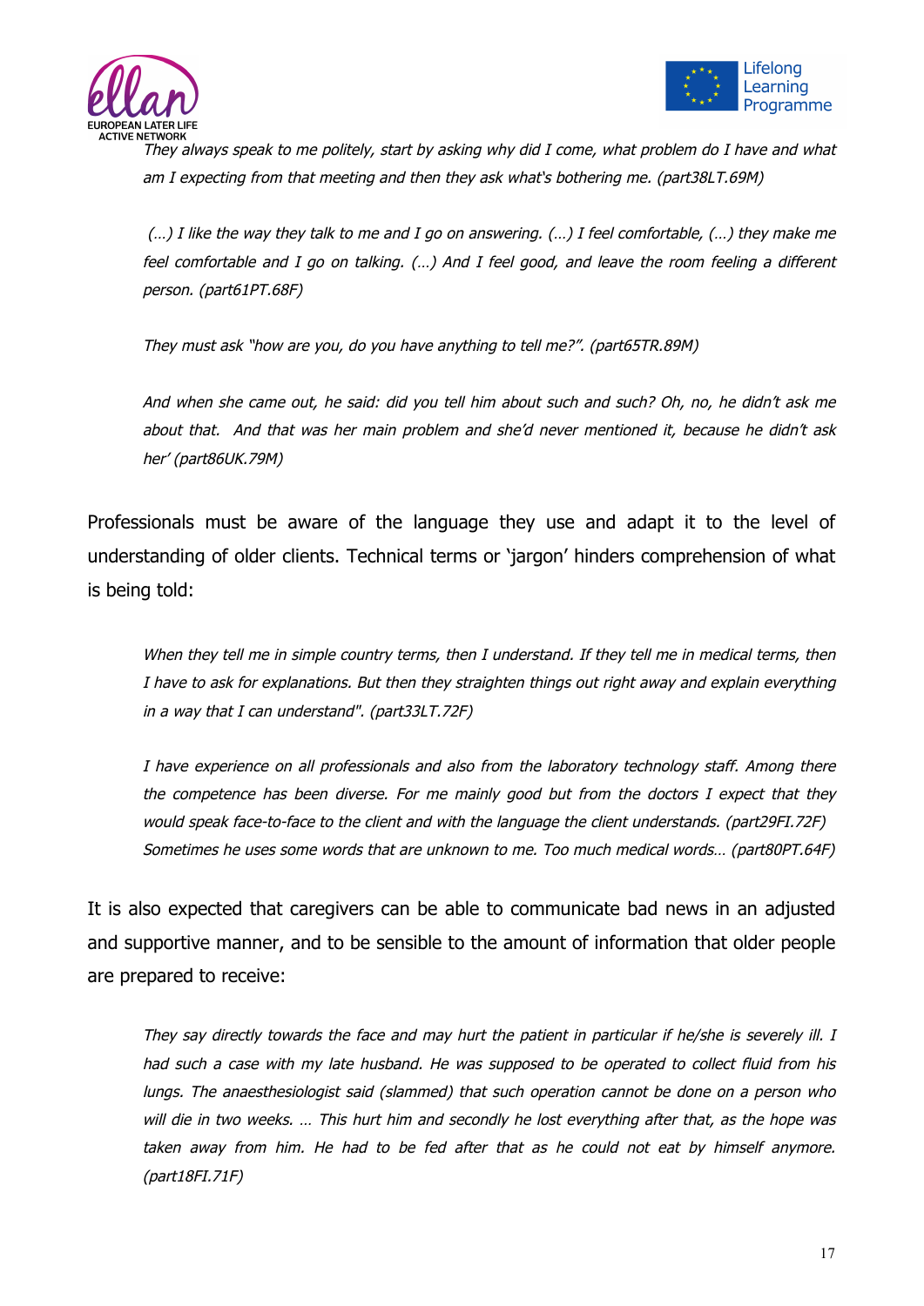*They always speak to me politely, start by asking why did I come, what problem do I have and what am I expecting from that meeting and then they ask what's bothering me. (part38LT.69M)*

*(…) I like the way they talk to me and I go on answering. (…) I feel comfortable, (…) they make me feel comfortable and I go on talking. (…) And I feel good, and leave the room feeling a different person. (part61PT.68F)*

*They must ask "how are you, do you have anything to tell me?". (part65TR.89M)*

*And when she came out, he said: did you tell him about such and such? Oh, no, he didn't ask me about that. And that was her main problem and she'd never mentioned it, because he didn't ask her' (part86UK.79M)*

Professionals must be aware of the language they use and adapt it to the level of understanding of older clients. Technical terms or 'jargon' hinders comprehension of what is being told:

*When they tell me in simple country terms, then I understand. If they tell me in medical terms, then I have to ask for explanations. But then they straighten things out right away and explain everything in a way that I can understand". (part33LT.72F)*

*I have experience on all professionals and also from the laboratory technology staff. Among there the competence has been diverse. For me mainly good but from the doctors I expect that they would speak face-to-face to the client and with the language the client understands. (part29FI.72F)*
*Sometimes he uses some words that are unknown to me. Too much medical words… (part80PT.64F)*

It is also expected that caregivers can be able to communicate bad news in an adjusted and supportive manner, and to be sensible to the amount of information that older people are prepared to receive:

*They say directly towards the face and may hurt the patient in particular if he/she is severely ill. I had such a case with my late husband. He was supposed to be operated to collect fluid from his lungs. The anaesthesiologist said (slammed) that such operation cannot be done on a person who will die in two weeks. … This hurt him and secondly he lost everything after that, as the hope was taken away from him. He had to be fed after that as he could not eat by himself anymore. (part18FI.71F)*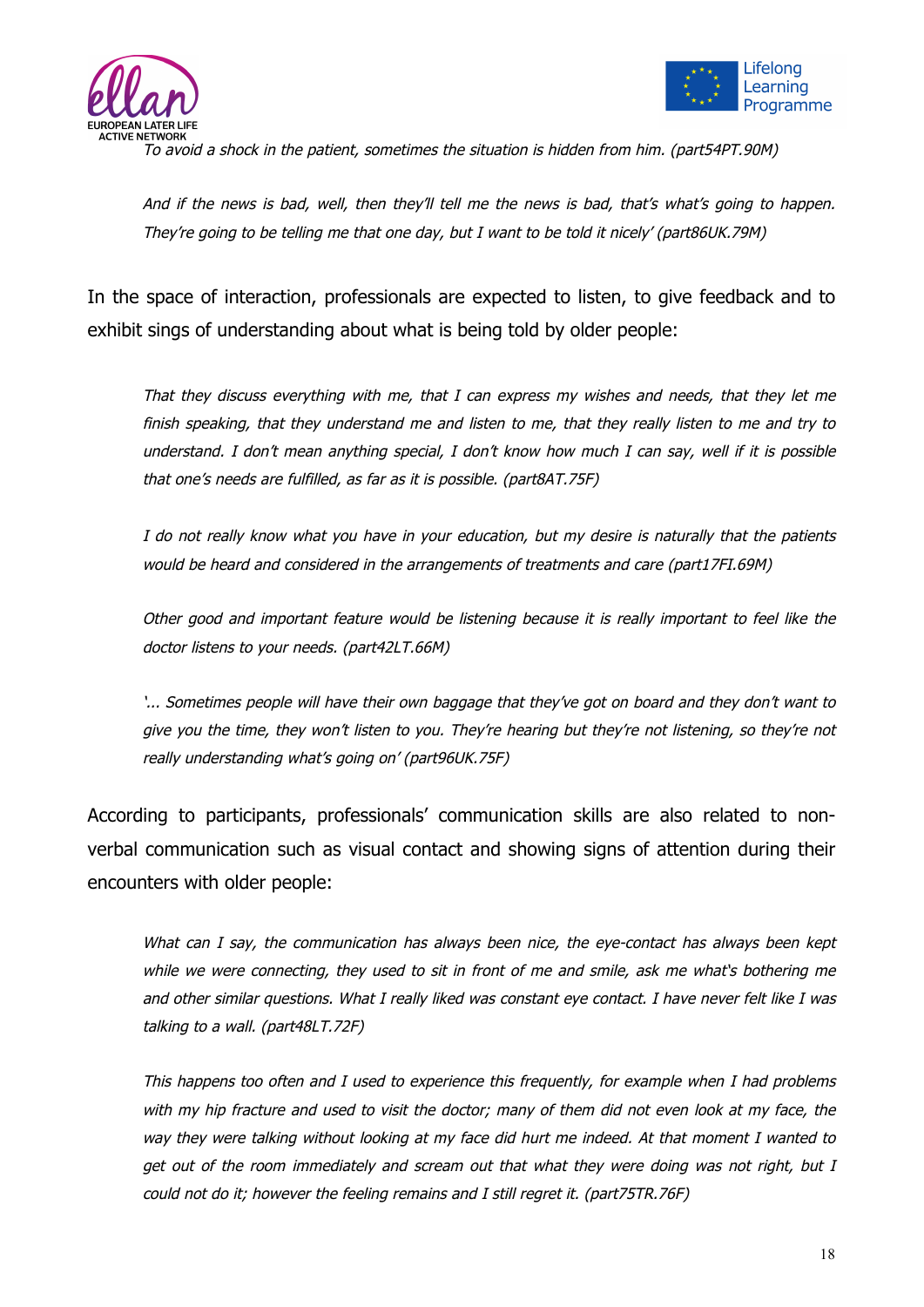*To avoid a shock in the patient, sometimes the situation is hidden from him. (part54PT.90M)*

*And if the news is bad, well, then they'll tell me the news is bad, that's what's going to happen. They're going to be telling me that one day, but I want to be told it nicely' (part86UK.79M)*

In the space of interaction, professionals are expected to listen, to give feedback and to exhibit sings of understanding about what is being told by older people:

*That they discuss everything with me, that I can express my wishes and needs, that they let me finish speaking, that they understand me and listen to me, that they really listen to me and try to understand. I don't mean anything special, I don't know how much I can say, well if it is possible that one's needs are fulfilled, as far as it is possible. (part8AT.75F)*

*I do not really know what you have in your education, but my desire is naturally that the patients would be heard and considered in the arrangements of treatments and care (part17FI.69M)*

*Other good and important feature would be listening because it is really important to feel like the doctor listens to your needs. (part42LT.66M)*

*'... Sometimes people will have their own baggage that they've got on board and they don't want to give you the time, they won't listen to you. They're hearing but they're not listening, so they're not really understanding what's going on' (part96UK.75F)*

According to participants, professionals' communication skills are also related to non-verbal communication such as visual contact and showing signs of attention during their encounters with older people:

*What can I say, the communication has always been nice, the eye-contact has always been kept while we were connecting, they used to sit in front of me and smile, ask me what's bothering me and other similar questions. What I really liked was constant eye contact. I have never felt like I was talking to a wall. (part48LT.72F)*

*This happens too often and I used to experience this frequently, for example when I had problems with my hip fracture and used to visit the doctor; many of them did not even look at my face, the way they were talking without looking at my face did hurt me indeed. At that moment I wanted to get out of the room immediately and scream out that what they were doing was not right, but I could not do it; however the feeling remains and I still regret it. (part75TR.76F)*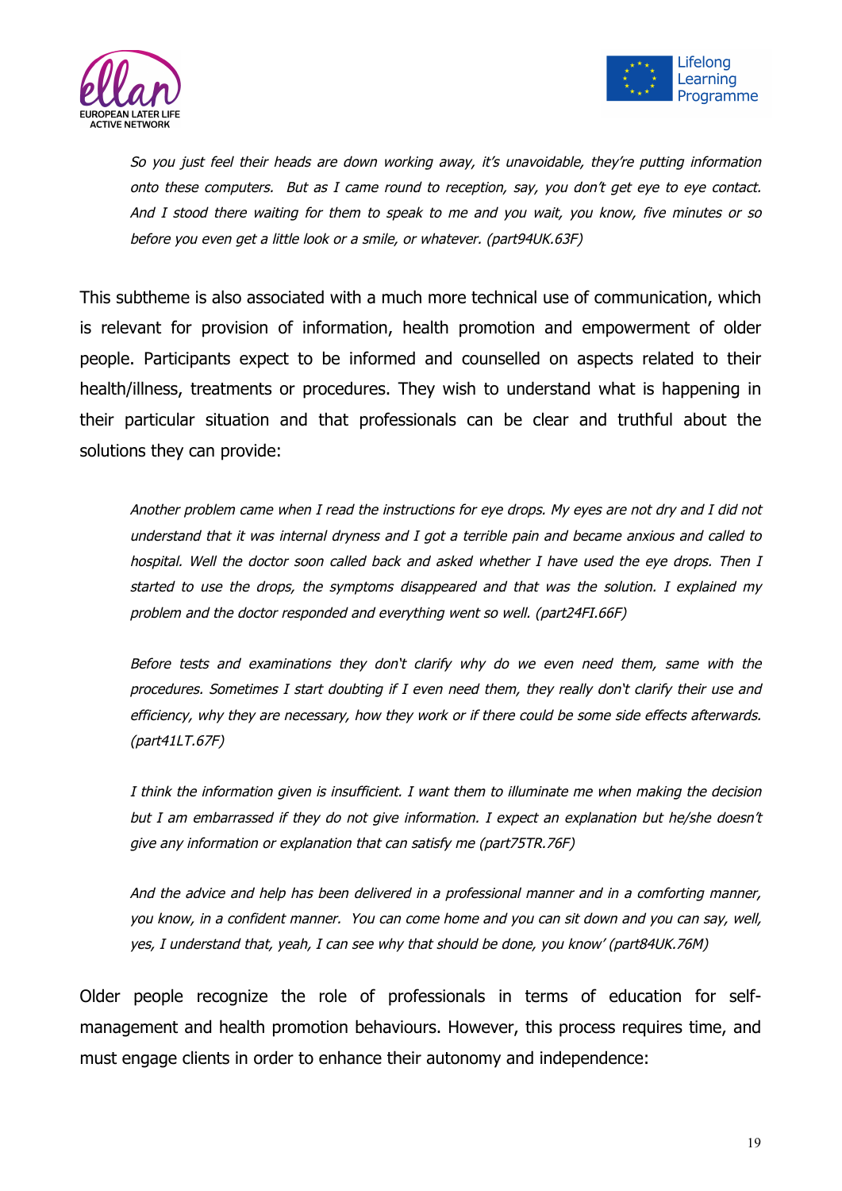*So you just feel their heads are down working away, it's unavoidable, they're putting information onto these computers. But as I came round to reception, say, you don't get eye to eye contact. And I stood there waiting for them to speak to me and you wait, you know, five minutes or so before you even get a little look or a smile, or whatever. (part94UK.63F)*

This subtheme is also associated with a much more technical use of communication, which is relevant for provision of information, health promotion and empowerment of older people. Participants expect to be informed and counselled on aspects related to their health/illness, treatments or procedures. They wish to understand what is happening in their particular situation and that professionals can be clear and truthful about the solutions they can provide:

*Another problem came when I read the instructions for eye drops. My eyes are not dry and I did not understand that it was internal dryness and I got a terrible pain and became anxious and called to hospital. Well the doctor soon called back and asked whether I have used the eye drops. Then I started to use the drops, the symptoms disappeared and that was the solution. I explained my problem and the doctor responded and everything went so well. (part24FI.66F)*

*Before tests and examinations they don't clarify why do we even need them, same with the procedures. Sometimes I start doubting if I even need them, they really don't clarify their use and efficiency, why they are necessary, how they work or if there could be some side effects afterwards. (part41LT.67F)*

*I think the information given is insufficient. I want them to illuminate me when making the decision but I am embarrassed if they do not give information. I expect an explanation but he/she doesn't give any information or explanation that can satisfy me (part75TR.76F)*

*And the advice and help has been delivered in a professional manner and in a comforting manner, you know, in a confident manner. You can come home and you can sit down and you can say, well, yes, I understand that, yeah, I can see why that should be done, you know' (part84UK.76M)*

Older people recognize the role of professionals in terms of education for self-management and health promotion behaviours. However, this process requires time, and must engage clients in order to enhance their autonomy and independence: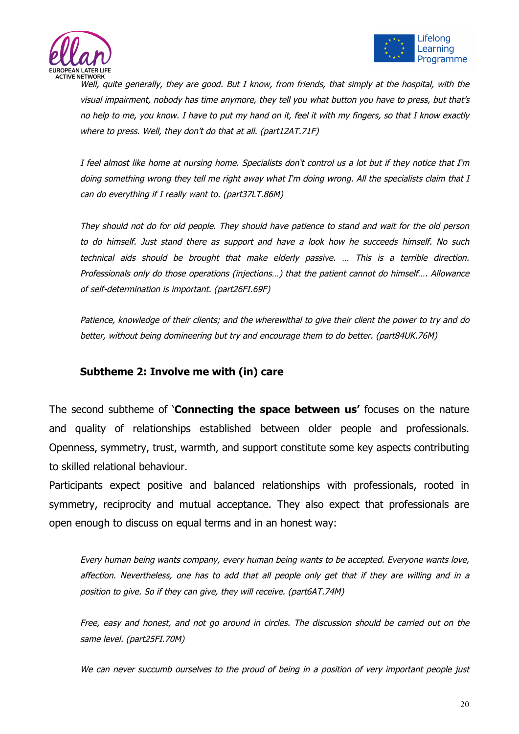*Well, quite generally, they are good. But I know, from friends, that simply at the hospital, with the visual impairment, nobody has time anymore, they tell you what button you have to press, but that's no help to me, you know. I have to put my hand on it, feel it with my fingers, so that I know exactly where to press. Well, they don't do that at all. (part12AT.71F)*

*I feel almost like home at nursing home. Specialists don't control us a lot but if they notice that I'm doing something wrong they tell me right away what I'm doing wrong. All the specialists claim that I can do everything if I really want to. (part37LT.86M)*

*They should not do for old people. They should have patience to stand and wait for the old person to do himself. Just stand there as support and have a look how he succeeds himself. No such technical aids should be brought that make elderly passive. … This is a terrible direction. Professionals only do those operations (injections…) that the patient cannot do himself…. Allowance of self-determination is important. (part26FI.69F)*

*Patience, knowledge of their clients; and the wherewithal to give their client the power to try and do better, without being domineering but try and encourage them to do better. (part84UK.76M)*

### Subtheme 2: Involve me with (in) care

The second subtheme of '**Connecting the space between us'** focuses on the nature and quality of relationships established between older people and professionals. Openness, symmetry, trust, warmth, and support constitute some key aspects contributing to skilled relational behaviour.

Participants expect positive and balanced relationships with professionals, rooted in symmetry, reciprocity and mutual acceptance. They also expect that professionals are open enough to discuss on equal terms and in an honest way:

*Every human being wants company, every human being wants to be accepted. Everyone wants love, affection. Nevertheless, one has to add that all people only get that if they are willing and in a position to give. So if they can give, they will receive. (part6AT.74M)*

*Free, easy and honest, and not go around in circles. The discussion should be carried out on the same level. (part25FI.70M)*

*We can never succumb ourselves to the proud of being in a position of very important people just*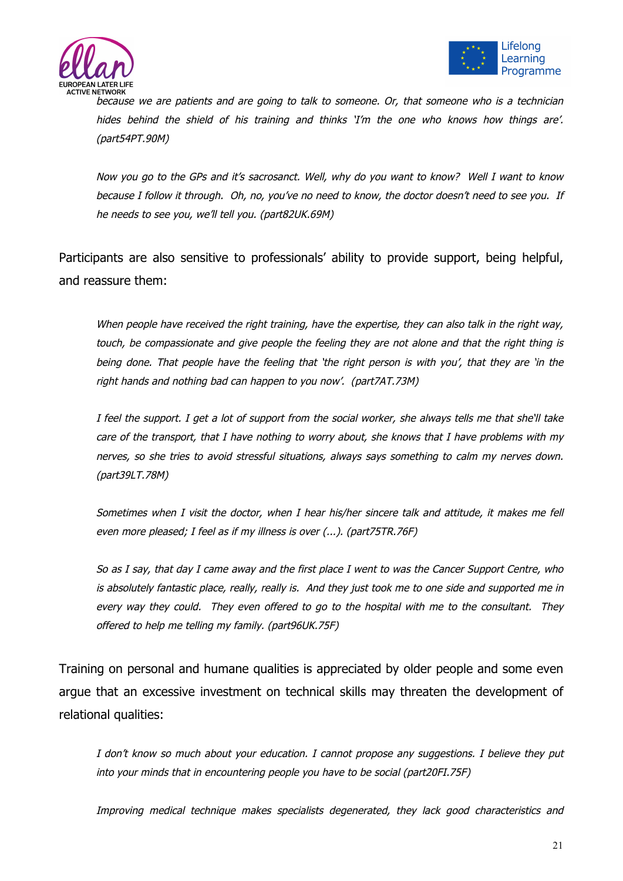*because we are patients and are going to talk to someone. Or, that someone who is a technician hides behind the shield of his training and thinks 'I'm the one who knows how things are'. (part54PT.90M)*

*Now you go to the GPs and it's sacrosanct. Well, why do you want to know? Well I want to know because I follow it through. Oh, no, you've no need to know, the doctor doesn't need to see you. If he needs to see you, we'll tell you. (part82UK.69M)*

Participants are also sensitive to professionals' ability to provide support, being helpful, and reassure them:

*When people have received the right training, have the expertise, they can also talk in the right way, touch, be compassionate and give people the feeling they are not alone and that the right thing is being done. That people have the feeling that 'the right person is with you', that they are 'in the right hands and nothing bad can happen to you now'. (part7AT.73M)*

*I feel the support. I get a lot of support from the social worker, she always tells me that she'll take care of the transport, that I have nothing to worry about, she knows that I have problems with my nerves, so she tries to avoid stressful situations, always says something to calm my nerves down. (part39LT.78M)*

*Sometimes when I visit the doctor, when I hear his/her sincere talk and attitude, it makes me fell even more pleased; I feel as if my illness is over (...). (part75TR.76F)*

*So as I say, that day I came away and the first place I went to was the Cancer Support Centre, who is absolutely fantastic place, really, really is. And they just took me to one side and supported me in every way they could. They even offered to go to the hospital with me to the consultant. They offered to help me telling my family. (part96UK.75F)*

Training on personal and humane qualities is appreciated by older people and some even argue that an excessive investment on technical skills may threaten the development of relational qualities:

*I don't know so much about your education. I cannot propose any suggestions. I believe they put into your minds that in encountering people you have to be social (part20FI.75F)*

*Improving medical technique makes specialists degenerated, they lack good characteristics and*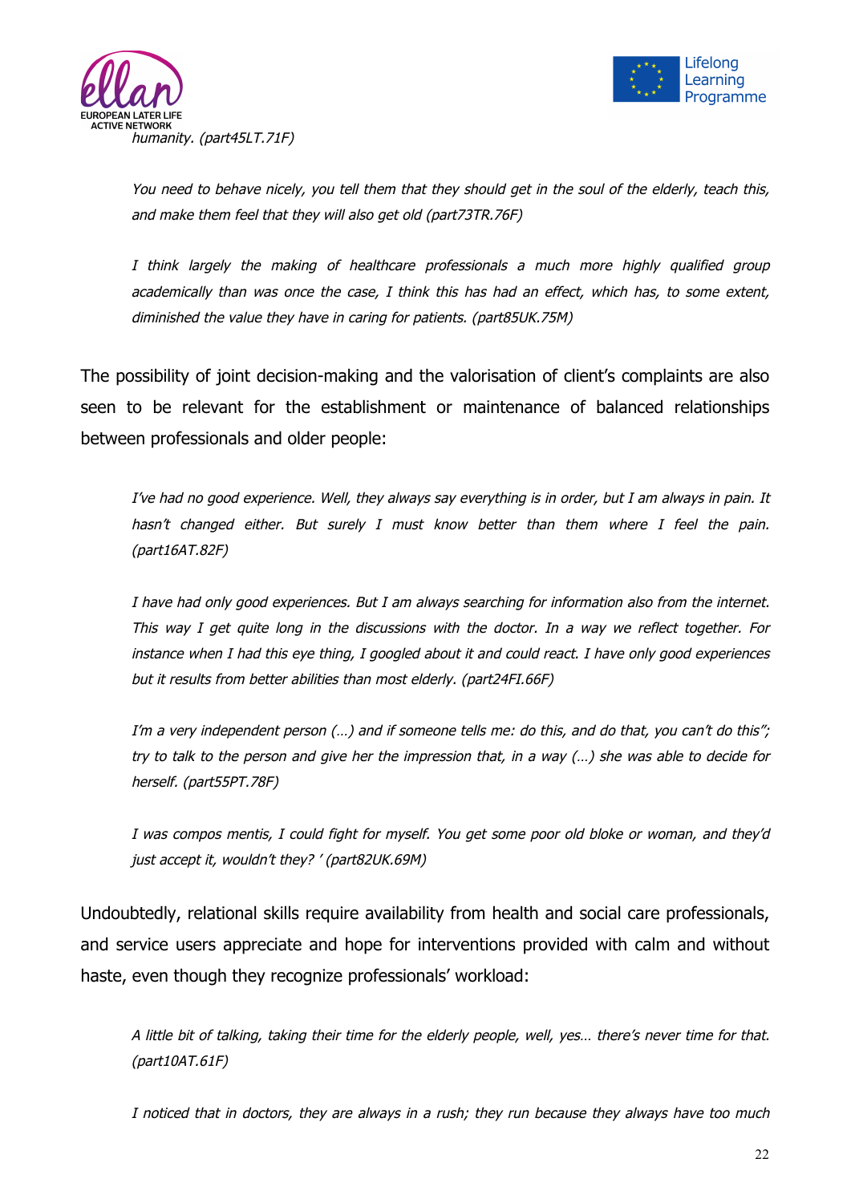*humanity. (part45LT.71F)*

> *You need to behave nicely, you tell them that they should get in the soul of the elderly, teach this, and make them feel that they will also get old (part73TR.76F)*

> *I think largely the making of healthcare professionals a much more highly qualified group academically than was once the case, I think this has had an effect, which has, to some extent, diminished the value they have in caring for patients. (part85UK.75M)*

The possibility of joint decision-making and the valorisation of client's complaints are also seen to be relevant for the establishment or maintenance of balanced relationships between professionals and older people:

> *I've had no good experience. Well, they always say everything is in order, but I am always in pain. It hasn't changed either. But surely I must know better than them where I feel the pain. (part16AT.82F)*

> *I have had only good experiences. But I am always searching for information also from the internet. This way I get quite long in the discussions with the doctor. In a way we reflect together. For instance when I had this eye thing, I googled about it and could react. I have only good experiences but it results from better abilities than most elderly. (part24FI.66F)*

> *I'm a very independent person (…) and if someone tells me: do this, and do that, you can't do this"; try to talk to the person and give her the impression that, in a way (…) she was able to decide for herself. (part55PT.78F)*

> *I was compos mentis, I could fight for myself. You get some poor old bloke or woman, and they'd just accept it, wouldn't they? ' (part82UK.69M)*

Undoubtedly, relational skills require availability from health and social care professionals, and service users appreciate and hope for interventions provided with calm and without haste, even though they recognize professionals' workload:

> *A little bit of talking, taking their time for the elderly people, well, yes… there's never time for that. (part10AT.61F)*

> *I noticed that in doctors, they are always in a rush; they run because they always have too much*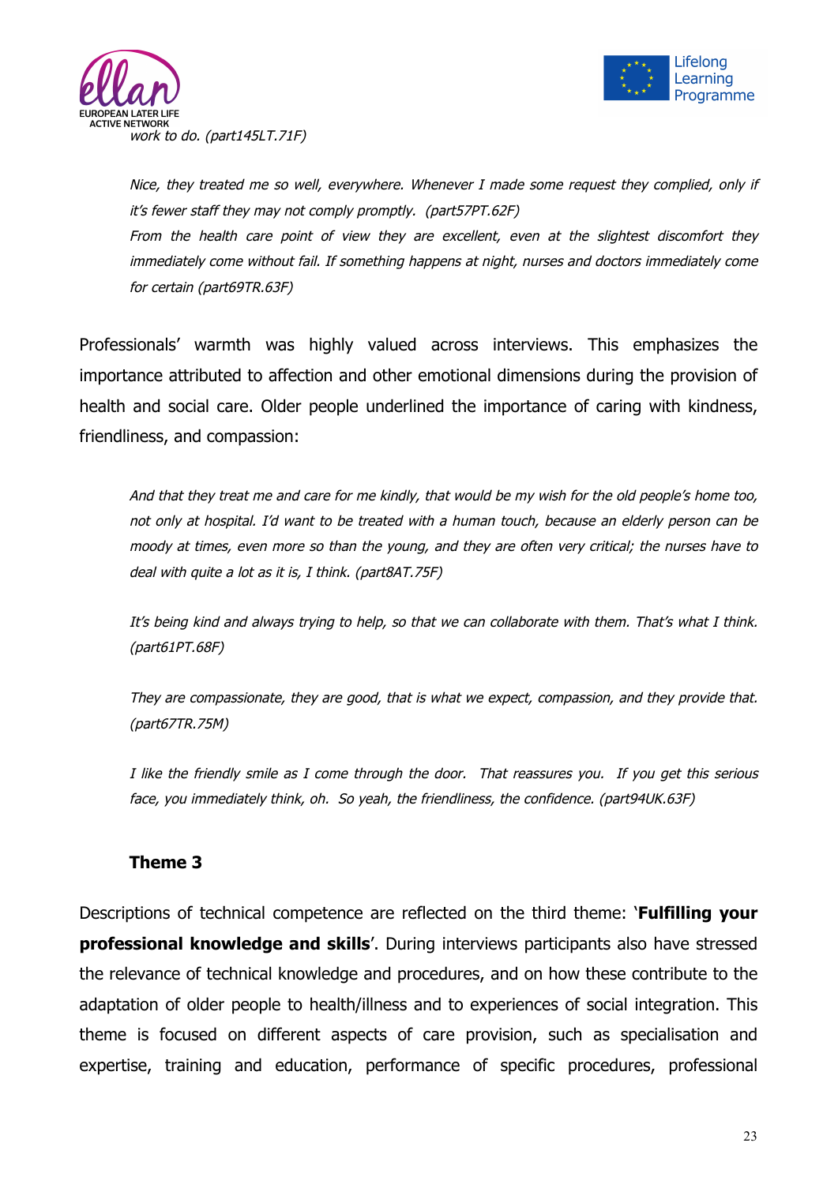*work to do. (part145LT.71F)*

> *Nice, they treated me so well, everywhere. Whenever I made some request they complied, only if it's fewer staff they may not comply promptly. (part57PT.62F)*
> *From the health care point of view they are excellent, even at the slightest discomfort they immediately come without fail. If something happens at night, nurses and doctors immediately come for certain (part69TR.63F)*

Professionals' warmth was highly valued across interviews. This emphasizes the importance attributed to affection and other emotional dimensions during the provision of health and social care. Older people underlined the importance of caring with kindness, friendliness, and compassion:

> *And that they treat me and care for me kindly, that would be my wish for the old people's home too, not only at hospital. I'd want to be treated with a human touch, because an elderly person can be moody at times, even more so than the young, and they are often very critical; the nurses have to deal with quite a lot as it is, I think. (part8AT.75F)*

> *It's being kind and always trying to help, so that we can collaborate with them. That's what I think. (part61PT.68F)*

> *They are compassionate, they are good, that is what we expect, compassion, and they provide that. (part67TR.75M)*

> *I like the friendly smile as I come through the door. That reassures you. If you get this serious face, you immediately think, oh. So yeah, the friendliness, the confidence. (part94UK.63F)*

### Theme 3

Descriptions of technical competence are reflected on the third theme: '**Fulfilling your professional knowledge and skills**'. During interviews participants also have stressed the relevance of technical knowledge and procedures, and on how these contribute to the adaptation of older people to health/illness and to experiences of social integration. This theme is focused on different aspects of care provision, such as specialisation and expertise, training and education, performance of specific procedures, professional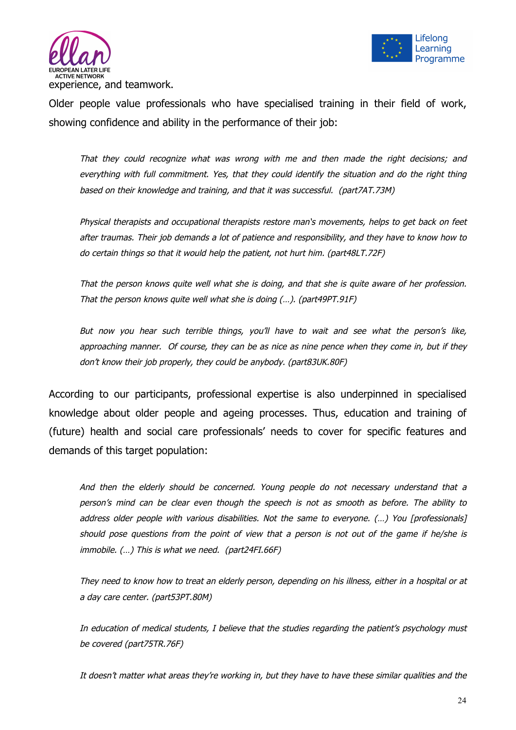experience, and teamwork.

Older people value professionals who have specialised training in their field of work, showing confidence and ability in the performance of their job:

> *That they could recognize what was wrong with me and then made the right decisions; and everything with full commitment. Yes, that they could identify the situation and do the right thing based on their knowledge and training, and that it was successful. (part7AT.73M)*

> *Physical therapists and occupational therapists restore man's movements, helps to get back on feet after traumas. Their job demands a lot of patience and responsibility, and they have to know how to do certain things so that it would help the patient, not hurt him. (part48LT.72F)*

> *That the person knows quite well what she is doing, and that she is quite aware of her profession. That the person knows quite well what she is doing (…). (part49PT.91F)*

> *But now you hear such terrible things, you'll have to wait and see what the person's like, approaching manner. Of course, they can be as nice as nine pence when they come in, but if they don't know their job properly, they could be anybody. (part83UK.80F)*

According to our participants, professional expertise is also underpinned in specialised knowledge about older people and ageing processes. Thus, education and training of (future) health and social care professionals' needs to cover for specific features and demands of this target population:

> *And then the elderly should be concerned. Young people do not necessary understand that a person's mind can be clear even though the speech is not as smooth as before. The ability to address older people with various disabilities. Not the same to everyone. (…) You [professionals] should pose questions from the point of view that a person is not out of the game if he/she is immobile. (…) This is what we need. (part24FI.66F)*

> *They need to know how to treat an elderly person, depending on his illness, either in a hospital or at a day care center. (part53PT.80M)*

> *In education of medical students, I believe that the studies regarding the patient's psychology must be covered (part75TR.76F)*

> *It doesn't matter what areas they're working in, but they have to have these similar qualities and the*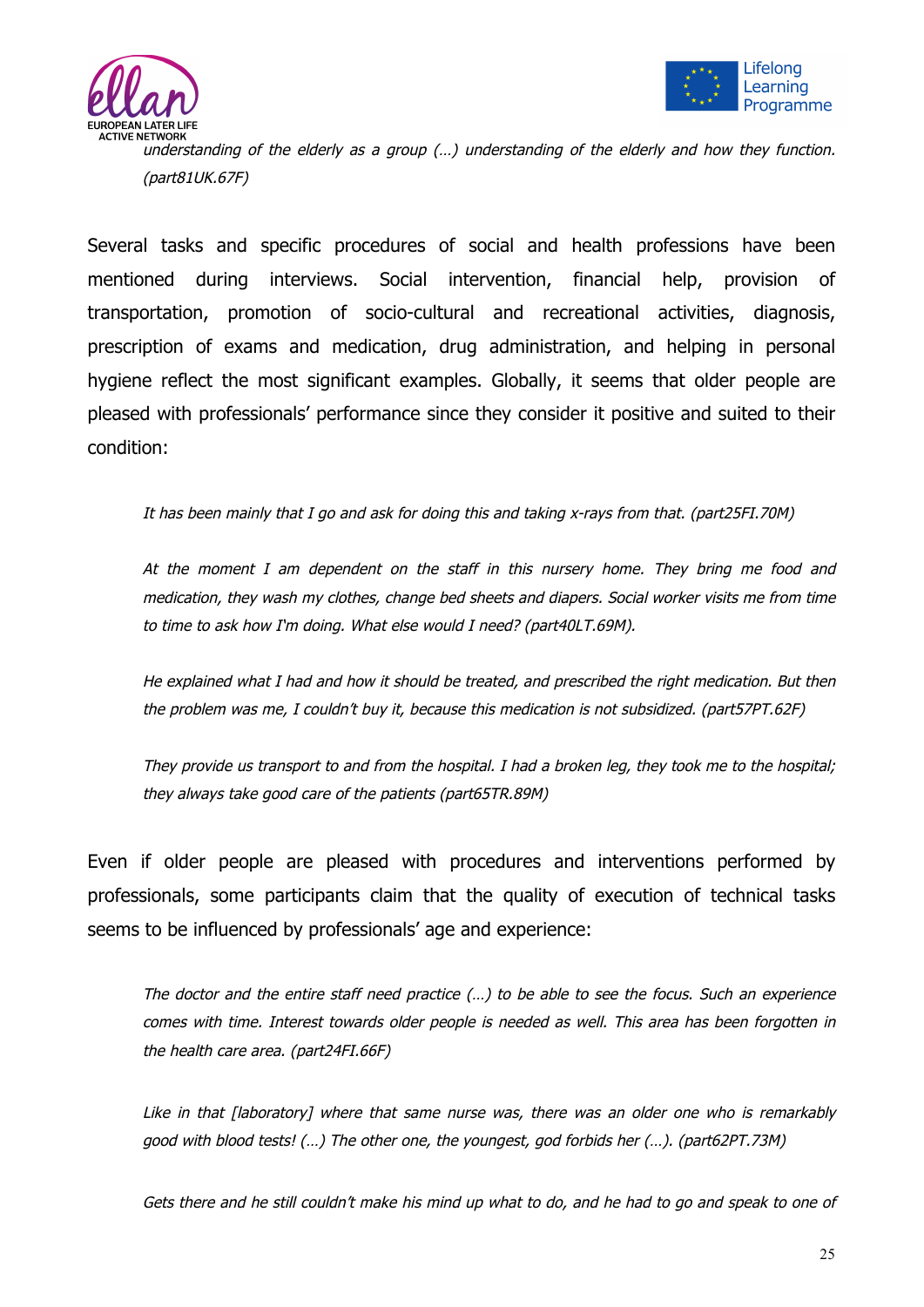*understanding of the elderly as a group (…) understanding of the elderly and how they function. (part81UK.67F)*

Several tasks and specific procedures of social and health professions have been mentioned during interviews. Social intervention, financial help, provision of transportation, promotion of socio-cultural and recreational activities, diagnosis, prescription of exams and medication, drug administration, and helping in personal hygiene reflect the most significant examples. Globally, it seems that older people are pleased with professionals' performance since they consider it positive and suited to their condition:

> *It has been mainly that I go and ask for doing this and taking x-rays from that. (part25FI.70M)*
>
> *At the moment I am dependent on the staff in this nursery home. They bring me food and medication, they wash my clothes, change bed sheets and diapers. Social worker visits me from time to time to ask how I'm doing. What else would I need? (part40LT.69M).*
>
> *He explained what I had and how it should be treated, and prescribed the right medication. But then the problem was me, I couldn't buy it, because this medication is not subsidized. (part57PT.62F)*
>
> *They provide us transport to and from the hospital. I had a broken leg, they took me to the hospital; they always take good care of the patients (part65TR.89M)*

Even if older people are pleased with procedures and interventions performed by professionals, some participants claim that the quality of execution of technical tasks seems to be influenced by professionals' age and experience:

> *The doctor and the entire staff need practice (…) to be able to see the focus. Such an experience comes with time. Interest towards older people is needed as well. This area has been forgotten in the health care area. (part24FI.66F)*
>
> *Like in that [laboratory] where that same nurse was, there was an older one who is remarkably good with blood tests! (…) The other one, the youngest, god forbids her (…). (part62PT.73M)*
>
> *Gets there and he still couldn't make his mind up what to do, and he had to go and speak to one of*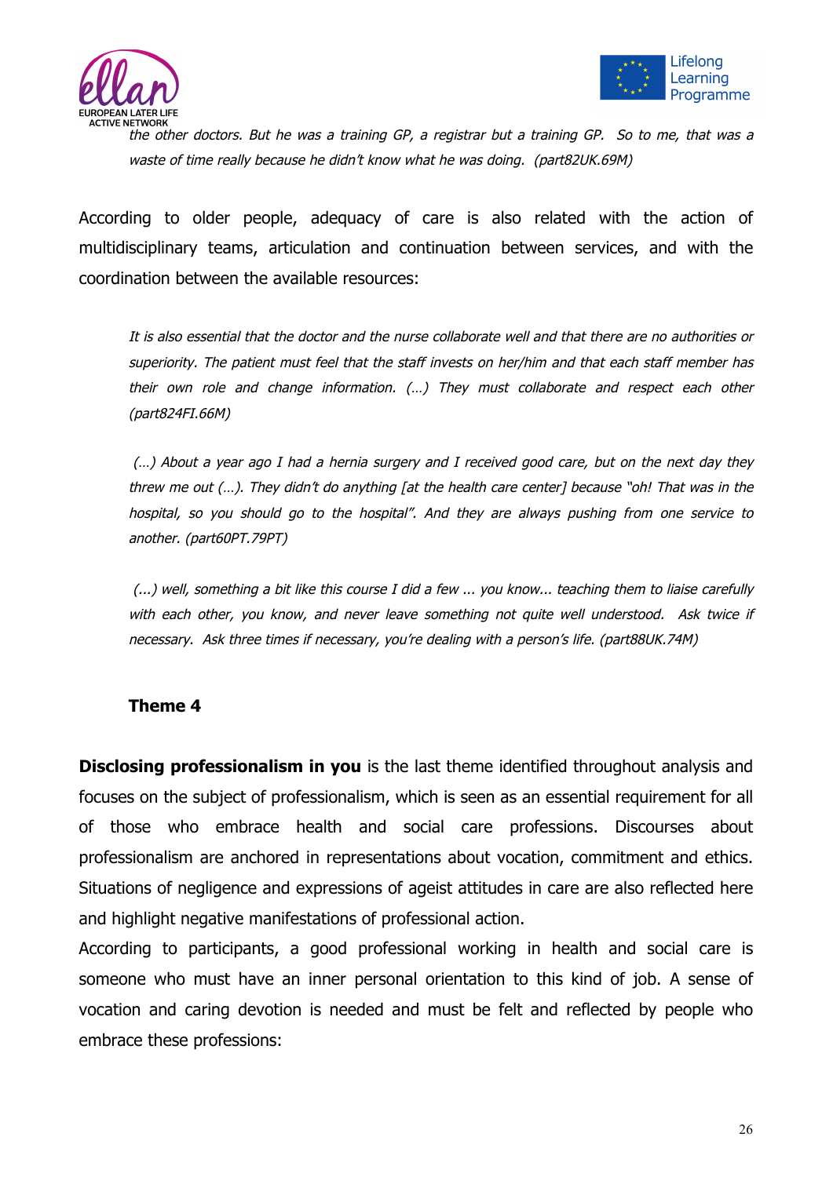*the other doctors. But he was a training GP, a registrar but a training GP. So to me, that was a waste of time really because he didn't know what he was doing. (part82UK.69M)*

According to older people, adequacy of care is also related with the action of multidisciplinary teams, articulation and continuation between services, and with the coordination between the available resources:

> *It is also essential that the doctor and the nurse collaborate well and that there are no authorities or superiority. The patient must feel that the staff invests on her/him and that each staff member has their own role and change information. (…) They must collaborate and respect each other (part824FI.66M)*

> *(…) About a year ago I had a hernia surgery and I received good care, but on the next day they threw me out (…). They didn't do anything [at the health care center] because "oh! That was in the hospital, so you should go to the hospital". And they are always pushing from one service to another. (part60PT.79PT)*

> *(...) well, something a bit like this course I did a few ... you know... teaching them to liaise carefully with each other, you know, and never leave something not quite well understood. Ask twice if necessary. Ask three times if necessary, you're dealing with a person's life. (part88UK.74M)*

### Theme 4

**Disclosing professionalism in you** is the last theme identified throughout analysis and focuses on the subject of professionalism, which is seen as an essential requirement for all of those who embrace health and social care professions. Discourses about professionalism are anchored in representations about vocation, commitment and ethics. Situations of negligence and expressions of ageist attitudes in care are also reflected here and highlight negative manifestations of professional action.

According to participants, a good professional working in health and social care is someone who must have an inner personal orientation to this kind of job. A sense of vocation and caring devotion is needed and must be felt and reflected by people who embrace these professions: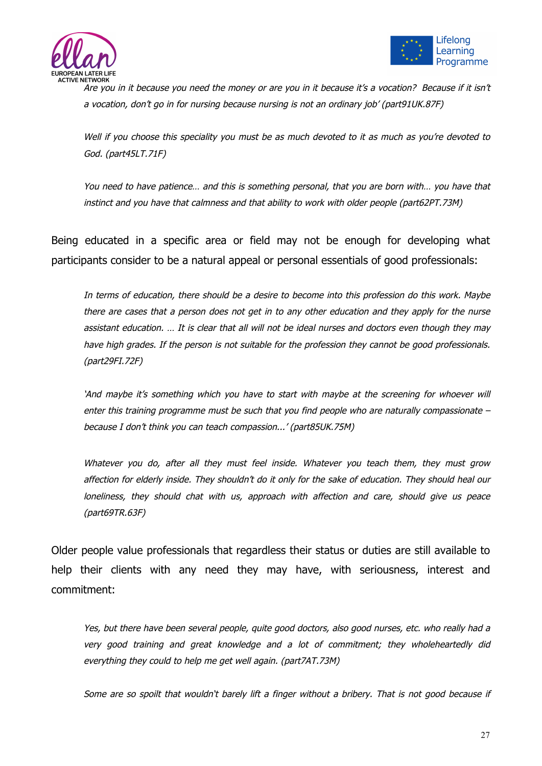*Are you in it because you need the money or are you in it because it's a vocation? Because if it isn't a vocation, don't go in for nursing because nursing is not an ordinary job' (part91UK.87F)*

*Well if you choose this speciality you must be as much devoted to it as much as you're devoted to God. (part45LT.71F)*

*You need to have patience… and this is something personal, that you are born with… you have that instinct and you have that calmness and that ability to work with older people (part62PT.73M)*

Being educated in a specific area or field may not be enough for developing what participants consider to be a natural appeal or personal essentials of good professionals:

*In terms of education, there should be a desire to become into this profession do this work. Maybe there are cases that a person does not get in to any other education and they apply for the nurse assistant education. … It is clear that all will not be ideal nurses and doctors even though they may have high grades. If the person is not suitable for the profession they cannot be good professionals. (part29FI.72F)*

*'And maybe it's something which you have to start with maybe at the screening for whoever will enter this training programme must be such that you find people who are naturally compassionate – because I don't think you can teach compassion...' (part85UK.75M)*

*Whatever you do, after all they must feel inside. Whatever you teach them, they must grow affection for elderly inside. They shouldn't do it only for the sake of education. They should heal our loneliness, they should chat with us, approach with affection and care, should give us peace (part69TR.63F)*

Older people value professionals that regardless their status or duties are still available to help their clients with any need they may have, with seriousness, interest and commitment:

*Yes, but there have been several people, quite good doctors, also good nurses, etc. who really had a very good training and great knowledge and a lot of commitment; they wholeheartedly did everything they could to help me get well again. (part7AT.73M)*

*Some are so spoilt that wouldn't barely lift a finger without a bribery. That is not good because if*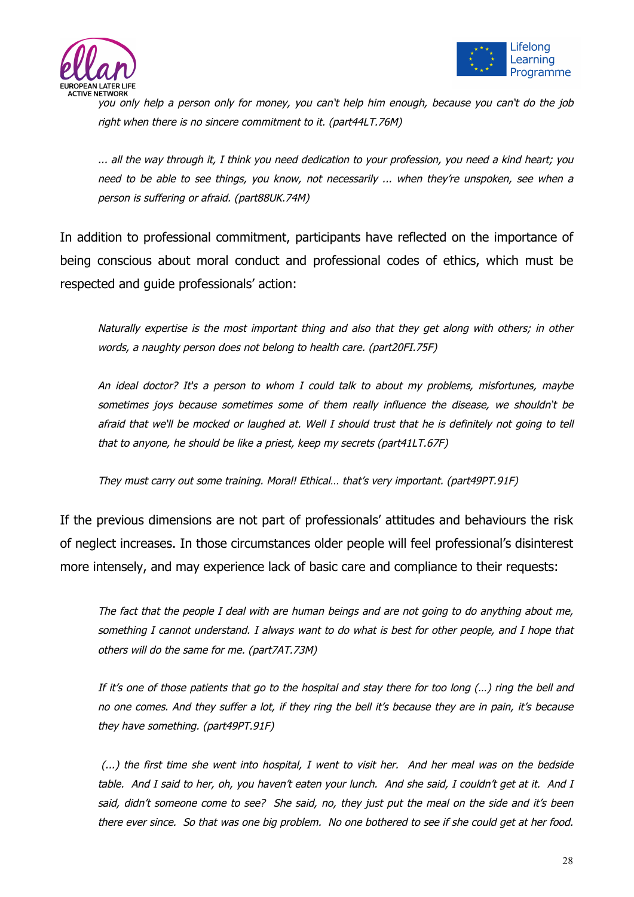*you only help a person only for money, you can't help him enough, because you can't do the job right when there is no sincere commitment to it. (part44LT.76M)*

*... all the way through it, I think you need dedication to your profession, you need a kind heart; you need to be able to see things, you know, not necessarily ... when they're unspoken, see when a person is suffering or afraid. (part88UK.74M)*

In addition to professional commitment, participants have reflected on the importance of being conscious about moral conduct and professional codes of ethics, which must be respected and guide professionals' action:

*Naturally expertise is the most important thing and also that they get along with others; in other words, a naughty person does not belong to health care. (part20FI.75F)*

*An ideal doctor? It's a person to whom I could talk to about my problems, misfortunes, maybe sometimes joys because sometimes some of them really influence the disease, we shouldn't be afraid that we'll be mocked or laughed at. Well I should trust that he is definitely not going to tell that to anyone, he should be like a priest, keep my secrets (part41LT.67F)*

*They must carry out some training. Moral! Ethical… that's very important. (part49PT.91F)*

If the previous dimensions are not part of professionals' attitudes and behaviours the risk of neglect increases. In those circumstances older people will feel professional's disinterest more intensely, and may experience lack of basic care and compliance to their requests:

*The fact that the people I deal with are human beings and are not going to do anything about me, something I cannot understand. I always want to do what is best for other people, and I hope that others will do the same for me. (part7AT.73M)*

*If it's one of those patients that go to the hospital and stay there for too long (…) ring the bell and no one comes. And they suffer a lot, if they ring the bell it's because they are in pain, it's because they have something. (part49PT.91F)*

*(...) the first time she went into hospital, I went to visit her. And her meal was on the bedside table. And I said to her, oh, you haven't eaten your lunch. And she said, I couldn't get at it. And I said, didn't someone come to see? She said, no, they just put the meal on the side and it's been there ever since. So that was one big problem. No one bothered to see if she could get at her food.*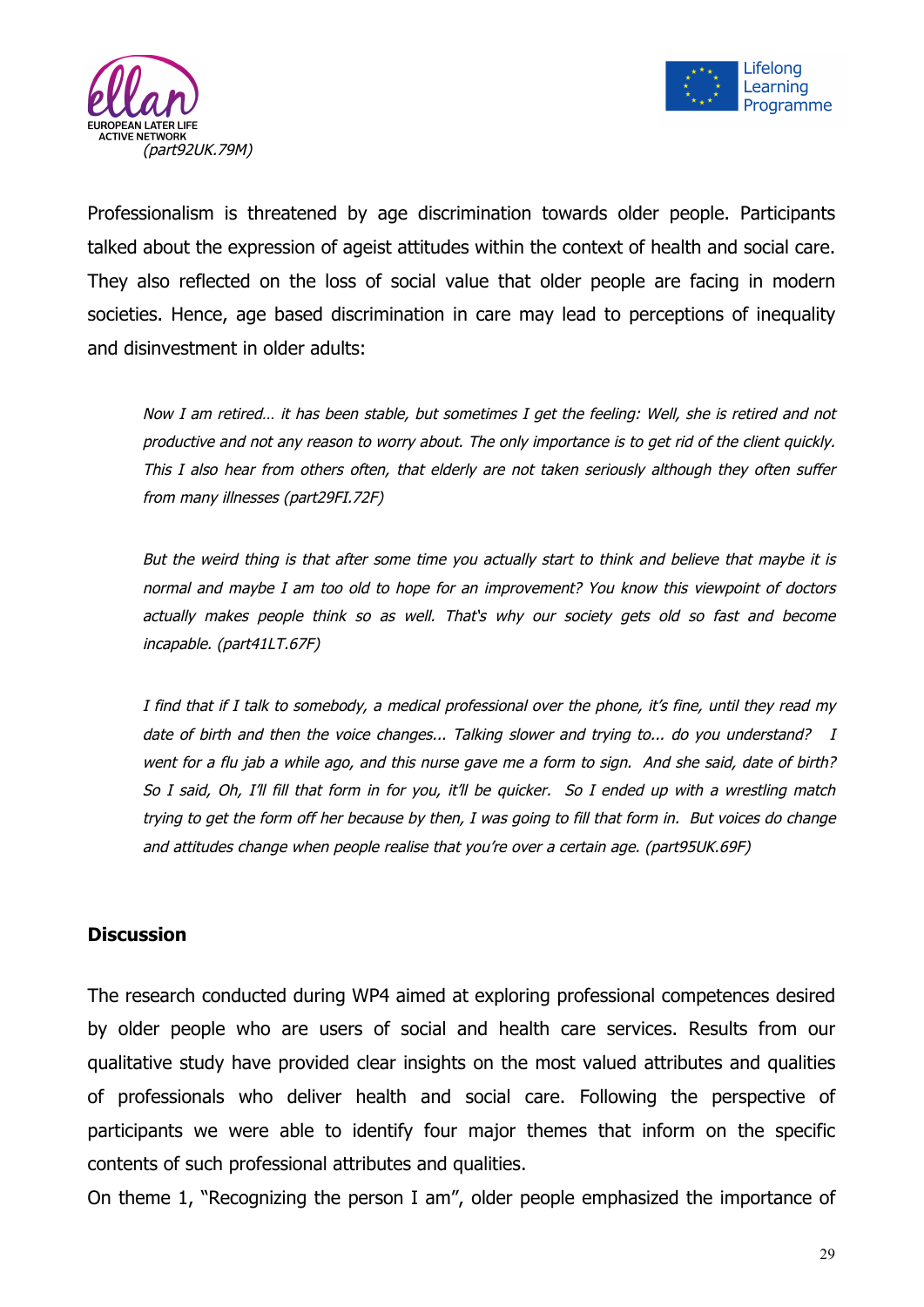*(part92UK.79M)*

Professionalism is threatened by age discrimination towards older people. Participants talked about the expression of ageist attitudes within the context of health and social care. They also reflected on the loss of social value that older people are facing in modern societies. Hence, age based discrimination in care may lead to perceptions of inequality and disinvestment in older adults:

> *Now I am retired… it has been stable, but sometimes I get the feeling: Well, she is retired and not productive and not any reason to worry about. The only importance is to get rid of the client quickly. This I also hear from others often, that elderly are not taken seriously although they often suffer from many illnesses (part29FI.72F)*

> *But the weird thing is that after some time you actually start to think and believe that maybe it is normal and maybe I am too old to hope for an improvement? You know this viewpoint of doctors actually makes people think so as well. That's why our society gets old so fast and become incapable. (part41LT.67F)*

> *I find that if I talk to somebody, a medical professional over the phone, it's fine, until they read my date of birth and then the voice changes... Talking slower and trying to... do you understand? I went for a flu jab a while ago, and this nurse gave me a form to sign. And she said, date of birth? So I said, Oh, I'll fill that form in for you, it'll be quicker. So I ended up with a wrestling match trying to get the form off her because by then, I was going to fill that form in. But voices do change and attitudes change when people realise that you're over a certain age. (part95UK.69F)*

## Discussion

The research conducted during WP4 aimed at exploring professional competences desired by older people who are users of social and health care services. Results from our qualitative study have provided clear insights on the most valued attributes and qualities of professionals who deliver health and social care. Following the perspective of participants we were able to identify four major themes that inform on the specific contents of such professional attributes and qualities.

On theme 1, "Recognizing the person I am", older people emphasized the importance of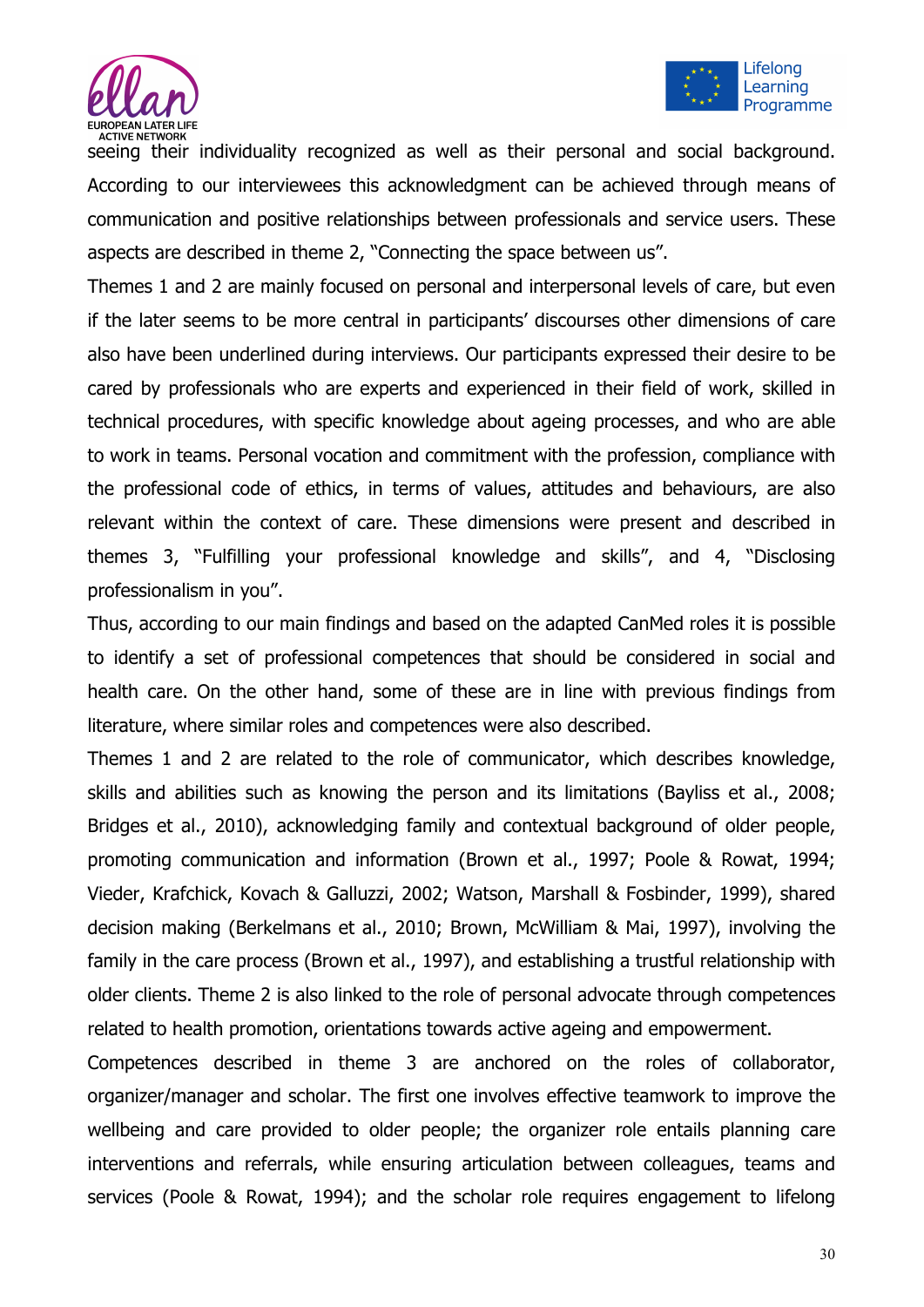seeing their individuality recognized as well as their personal and social background. According to our interviewees this acknowledgment can be achieved through means of communication and positive relationships between professionals and service users. These aspects are described in theme 2, "Connecting the space between us".

Themes 1 and 2 are mainly focused on personal and interpersonal levels of care, but even if the later seems to be more central in participants' discourses other dimensions of care also have been underlined during interviews. Our participants expressed their desire to be cared by professionals who are experts and experienced in their field of work, skilled in technical procedures, with specific knowledge about ageing processes, and who are able to work in teams. Personal vocation and commitment with the profession, compliance with the professional code of ethics, in terms of values, attitudes and behaviours, are also relevant within the context of care. These dimensions were present and described in themes 3, "Fulfilling your professional knowledge and skills", and 4, "Disclosing professionalism in you".

Thus, according to our main findings and based on the adapted CanMed roles it is possible to identify a set of professional competences that should be considered in social and health care. On the other hand, some of these are in line with previous findings from literature, where similar roles and competences were also described.

Themes 1 and 2 are related to the role of communicator, which describes knowledge, skills and abilities such as knowing the person and its limitations (Bayliss et al., 2008; Bridges et al., 2010), acknowledging family and contextual background of older people, promoting communication and information (Brown et al., 1997; Poole & Rowat, 1994; Vieder, Krafchick, Kovach & Galluzzi, 2002; Watson, Marshall & Fosbinder, 1999), shared decision making (Berkelmans et al., 2010; Brown, McWilliam & Mai, 1997), involving the family in the care process (Brown et al., 1997), and establishing a trustful relationship with older clients. Theme 2 is also linked to the role of personal advocate through competences related to health promotion, orientations towards active ageing and empowerment.

Competences described in theme 3 are anchored on the roles of collaborator, organizer/manager and scholar. The first one involves effective teamwork to improve the wellbeing and care provided to older people; the organizer role entails planning care interventions and referrals, while ensuring articulation between colleagues, teams and services (Poole & Rowat, 1994); and the scholar role requires engagement to lifelong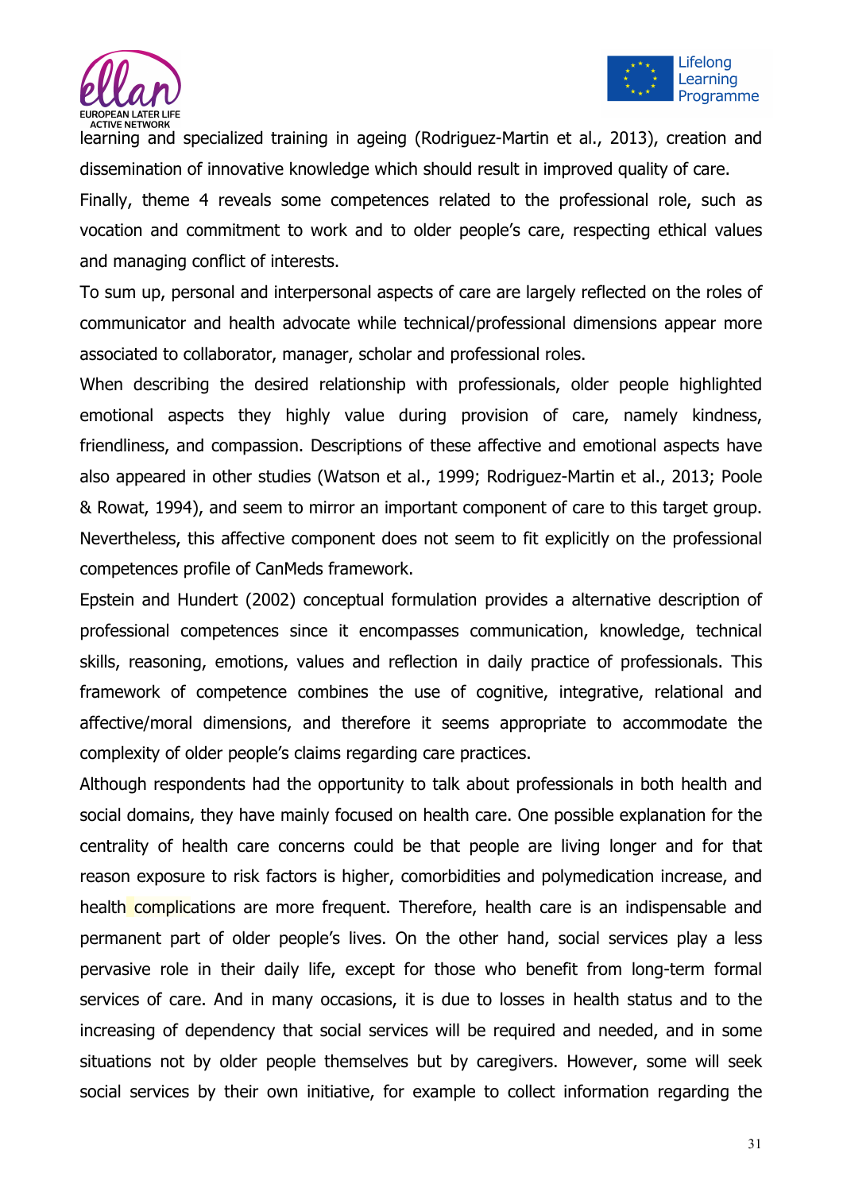learning and specialized training in ageing (Rodriguez-Martin et al., 2013), creation and dissemination of innovative knowledge which should result in improved quality of care.

Finally, theme 4 reveals some competences related to the professional role, such as vocation and commitment to work and to older people's care, respecting ethical values and managing conflict of interests.

To sum up, personal and interpersonal aspects of care are largely reflected on the roles of communicator and health advocate while technical/professional dimensions appear more associated to collaborator, manager, scholar and professional roles.

When describing the desired relationship with professionals, older people highlighted emotional aspects they highly value during provision of care, namely kindness, friendliness, and compassion. Descriptions of these affective and emotional aspects have also appeared in other studies (Watson et al., 1999; Rodriguez-Martin et al., 2013; Poole & Rowat, 1994), and seem to mirror an important component of care to this target group. Nevertheless, this affective component does not seem to fit explicitly on the professional competences profile of CanMeds framework.

Epstein and Hundert (2002) conceptual formulation provides a alternative description of professional competences since it encompasses communication, knowledge, technical skills, reasoning, emotions, values and reflection in daily practice of professionals. This framework of competence combines the use of cognitive, integrative, relational and affective/moral dimensions, and therefore it seems appropriate to accommodate the complexity of older people's claims regarding care practices.

Although respondents had the opportunity to talk about professionals in both health and social domains, they have mainly focused on health care. One possible explanation for the centrality of health care concerns could be that people are living longer and for that reason exposure to risk factors is higher, comorbidities and polymedication increase, and health complications are more frequent. Therefore, health care is an indispensable and permanent part of older people's lives. On the other hand, social services play a less pervasive role in their daily life, except for those who benefit from long-term formal services of care. And in many occasions, it is due to losses in health status and to the increasing of dependency that social services will be required and needed, and in some situations not by older people themselves but by caregivers. However, some will seek social services by their own initiative, for example to collect information regarding the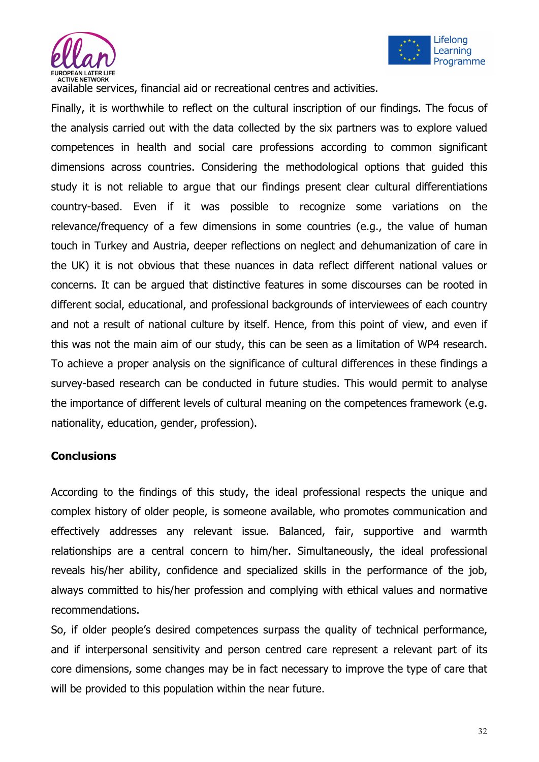available services, financial aid or recreational centres and activities.

Finally, it is worthwhile to reflect on the cultural inscription of our findings. The focus of the analysis carried out with the data collected by the six partners was to explore valued competences in health and social care professions according to common significant dimensions across countries. Considering the methodological options that guided this study it is not reliable to argue that our findings present clear cultural differentiations country-based. Even if it was possible to recognize some variations on the relevance/frequency of a few dimensions in some countries (e.g., the value of human touch in Turkey and Austria, deeper reflections on neglect and dehumanization of care in the UK) it is not obvious that these nuances in data reflect different national values or concerns. It can be argued that distinctive features in some discourses can be rooted in different social, educational, and professional backgrounds of interviewees of each country and not a result of national culture by itself. Hence, from this point of view, and even if this was not the main aim of our study, this can be seen as a limitation of WP4 research. To achieve a proper analysis on the significance of cultural differences in these findings a survey-based research can be conducted in future studies. This would permit to analyse the importance of different levels of cultural meaning on the competences framework (e.g. nationality, education, gender, profession).

## Conclusions

According to the findings of this study, the ideal professional respects the unique and complex history of older people, is someone available, who promotes communication and effectively addresses any relevant issue. Balanced, fair, supportive and warmth relationships are a central concern to him/her. Simultaneously, the ideal professional reveals his/her ability, confidence and specialized skills in the performance of the job, always committed to his/her profession and complying with ethical values and normative recommendations.

So, if older people's desired competences surpass the quality of technical performance, and if interpersonal sensitivity and person centred care represent a relevant part of its core dimensions, some changes may be in fact necessary to improve the type of care that will be provided to this population within the near future.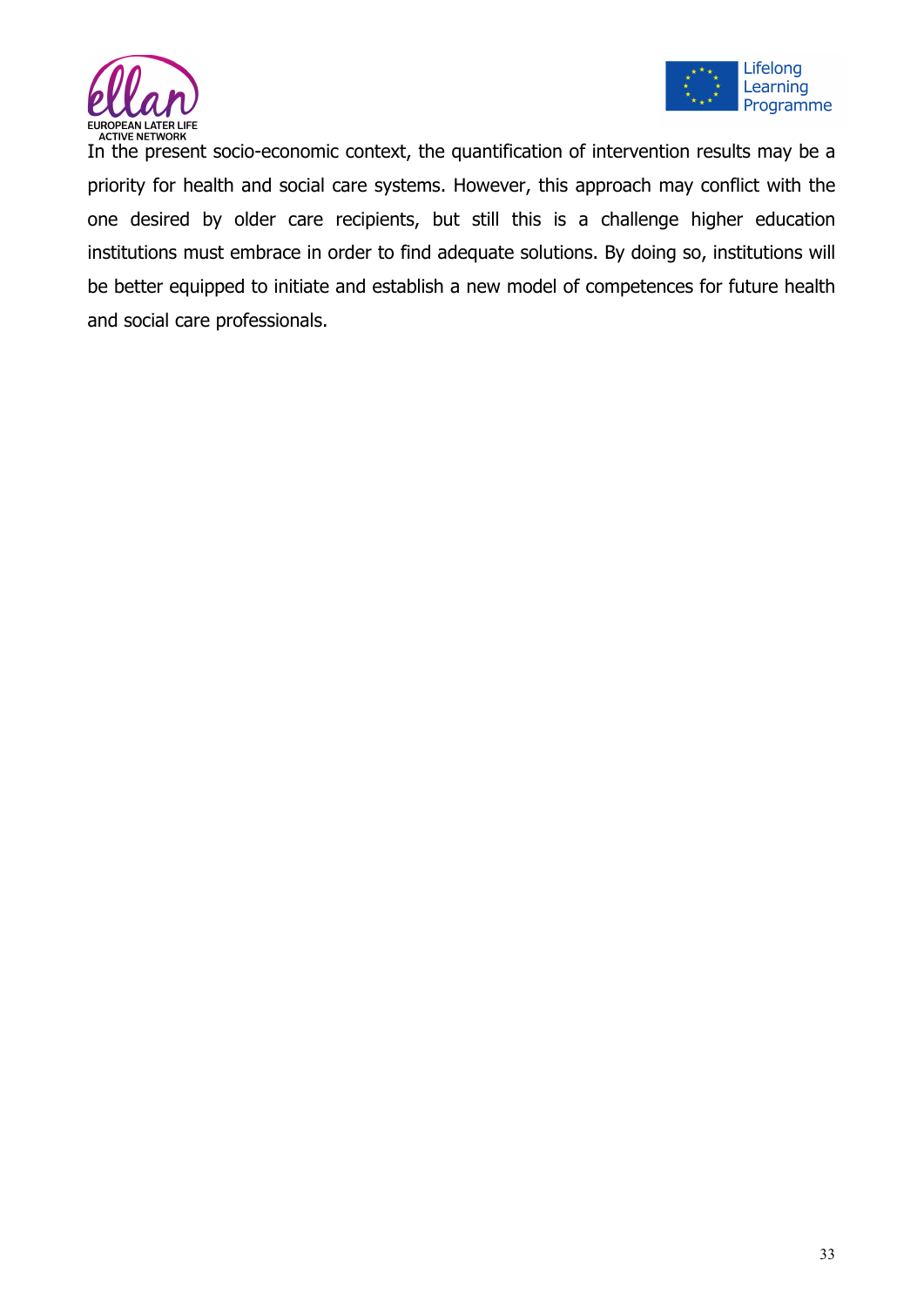In the present socio-economic context, the quantification of intervention results may be a priority for health and social care systems. However, this approach may conflict with the one desired by older care recipients, but still this is a challenge higher education institutions must embrace in order to find adequate solutions. By doing so, institutions will be better equipped to initiate and establish a new model of competences for future health and social care professionals.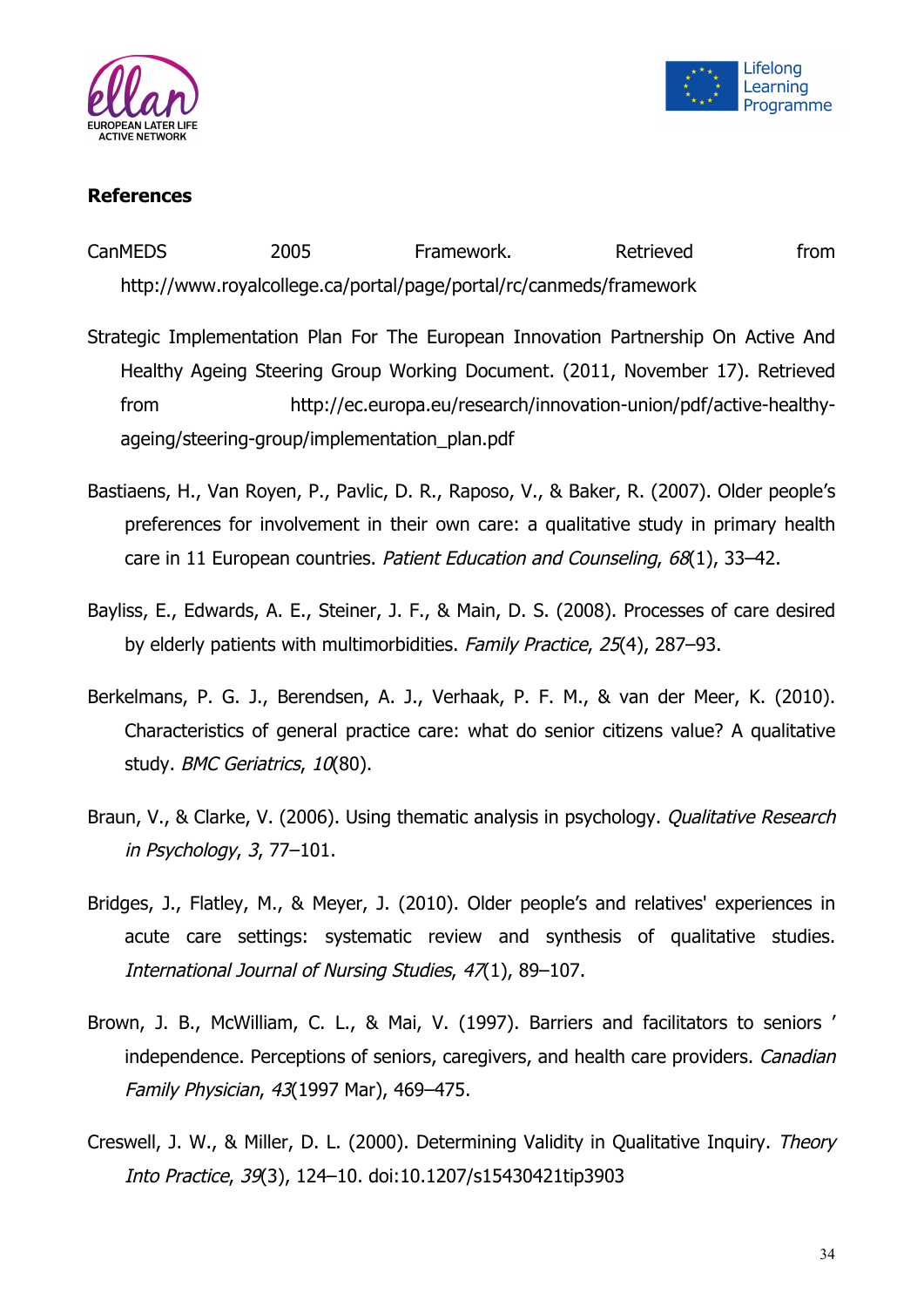## References

CanMEDS 2005 Framework. Retrieved from http://www.royalcollege.ca/portal/page/portal/rc/canmeds/framework

Strategic Implementation Plan For The European Innovation Partnership On Active And Healthy Ageing Steering Group Working Document. (2011, November 17). Retrieved from http://ec.europa.eu/research/innovation-union/pdf/active-healthy-ageing/steering-group/implementation_plan.pdf

Bastiaens, H., Van Royen, P., Pavlic, D. R., Raposo, V., & Baker, R. (2007). Older people's preferences for involvement in their own care: a qualitative study in primary health care in 11 European countries. *Patient Education and Counseling*, *68*(1), 33–42.

Bayliss, E., Edwards, A. E., Steiner, J. F., & Main, D. S. (2008). Processes of care desired by elderly patients with multimorbidities. *Family Practice*, *25*(4), 287–93.

Berkelmans, P. G. J., Berendsen, A. J., Verhaak, P. F. M., & van der Meer, K. (2010). Characteristics of general practice care: what do senior citizens value? A qualitative study. *BMC Geriatrics*, *10*(80).

Braun, V., & Clarke, V. (2006). Using thematic analysis in psychology. *Qualitative Research in Psychology*, *3*, 77–101.

Bridges, J., Flatley, M., & Meyer, J. (2010). Older people's and relatives' experiences in acute care settings: systematic review and synthesis of qualitative studies. *International Journal of Nursing Studies*, *47*(1), 89–107.

Brown, J. B., McWilliam, C. L., & Mai, V. (1997). Barriers and facilitators to seniors ' independence. Perceptions of seniors, caregivers, and health care providers. *Canadian Family Physician*, *43*(1997 Mar), 469–475.

Creswell, J. W., & Miller, D. L. (2000). Determining Validity in Qualitative Inquiry. *Theory Into Practice*, *39*(3), 124–10. doi:10.1207/s15430421tip3903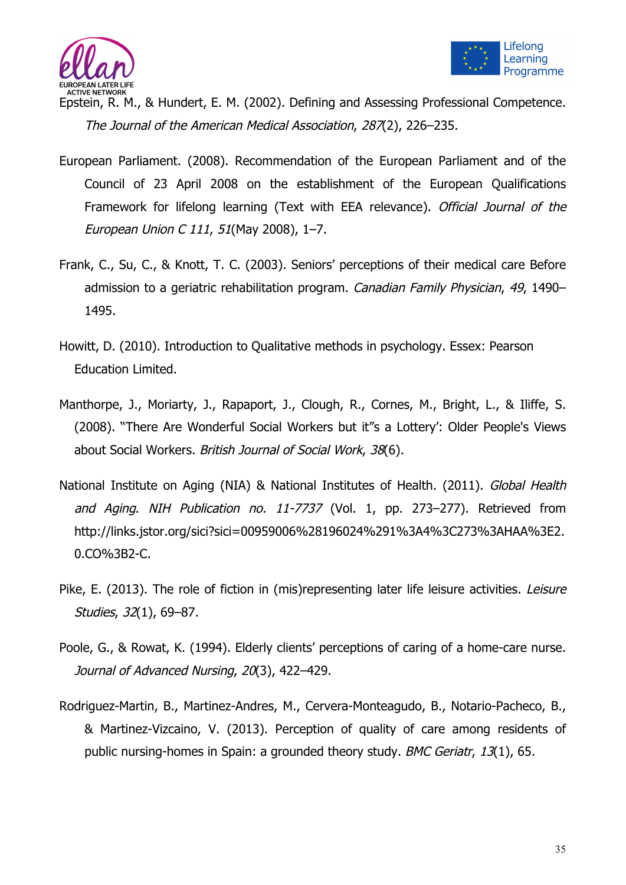Epstein, R. M., & Hundert, E. M. (2002). Defining and Assessing Professional Competence. *The Journal of the American Medical Association*, *287*(2), 226–235.

European Parliament. (2008). Recommendation of the European Parliament and of the Council of 23 April 2008 on the establishment of the European Qualifications Framework for lifelong learning (Text with EEA relevance). *Official Journal of the European Union C 111*, *51*(May 2008), 1–7.

Frank, C., Su, C., & Knott, T. C. (2003). Seniors' perceptions of their medical care Before admission to a geriatric rehabilitation program. *Canadian Family Physician*, *49*, 1490–1495.

Howitt, D. (2010). Introduction to Qualitative methods in psychology. Essex: Pearson Education Limited.

Manthorpe, J., Moriarty, J., Rapaport, J., Clough, R., Cornes, M., Bright, L., & Iliffe, S. (2008). "There Are Wonderful Social Workers but it"s a Lottery': Older People's Views about Social Workers. *British Journal of Social Work*, *38*(6).

National Institute on Aging (NIA) & National Institutes of Health. (2011). *Global Health and Aging*. *NIH Publication no. 11-7737* (Vol. 1, pp. 273–277). Retrieved from http://links.jstor.org/sici?sici=00959006%28196024%291%3A4%3C273%3AHAA%3E2.0.CO%3B2-C.

Pike, E. (2013). The role of fiction in (mis)representing later life leisure activities. *Leisure Studies*, *32*(1), 69–87.

Poole, G., & Rowat, K. (1994). Elderly clients' perceptions of caring of a home-care nurse. *Journal of Advanced Nursing*, *20*(3), 422–429.

Rodriguez-Martin, B., Martinez-Andres, M., Cervera-Monteagudo, B., Notario-Pacheco, B., & Martinez-Vizcaino, V. (2013). Perception of quality of care among residents of public nursing-homes in Spain: a grounded theory study. *BMC Geriatr*, *13*(1), 65.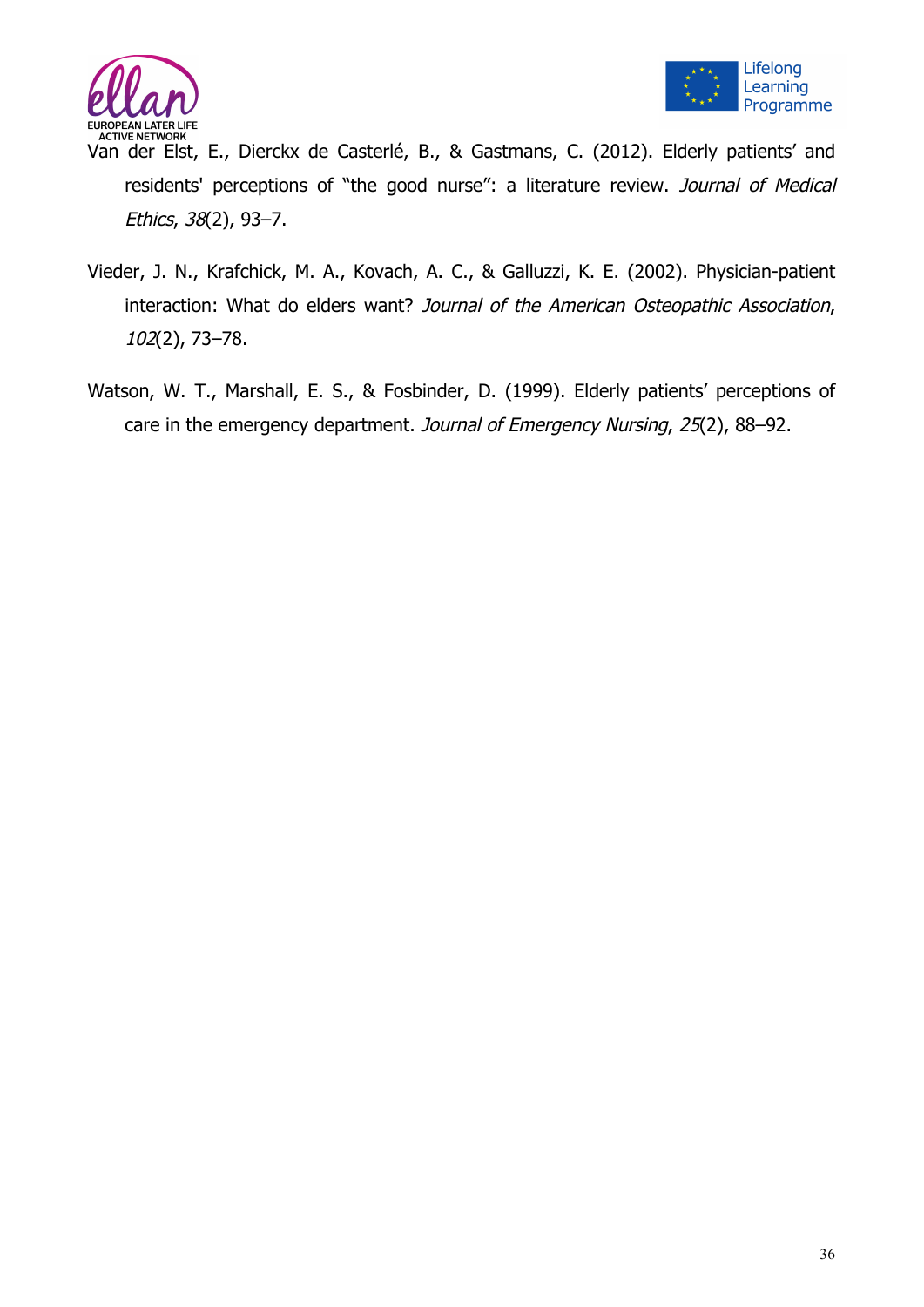Van der Elst, E., Dierckx de Casterlé, B., & Gastmans, C. (2012). Elderly patients' and residents' perceptions of "the good nurse": a literature review. *Journal of Medical Ethics*, *38*(2), 93–7.

Vieder, J. N., Krafchick, M. A., Kovach, A. C., & Galluzzi, K. E. (2002). Physician-patient interaction: What do elders want? *Journal of the American Osteopathic Association*, *102*(2), 73–78.

Watson, W. T., Marshall, E. S., & Fosbinder, D. (1999). Elderly patients' perceptions of care in the emergency department. *Journal of Emergency Nursing*, *25*(2), 88–92.